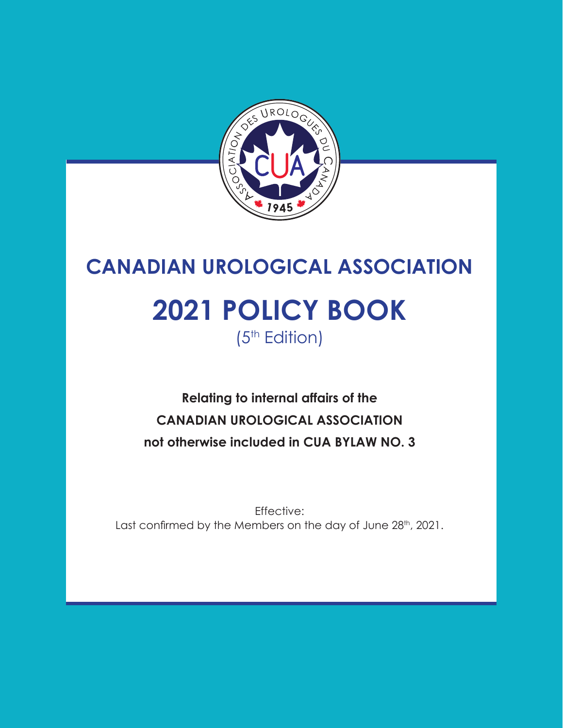# CANADIAN UROLOGICAL ASSOCIATION

# 2021 POLICY BOOK

(5th Edition)

**Relating to internal affairs of the**
**CANADIAN UROLOGICAL ASSOCIATION**
**not otherwise included in CUA BYLAW NO. 3**

Effective:
Last confirmed by the Members on the day of June 28th, 2021.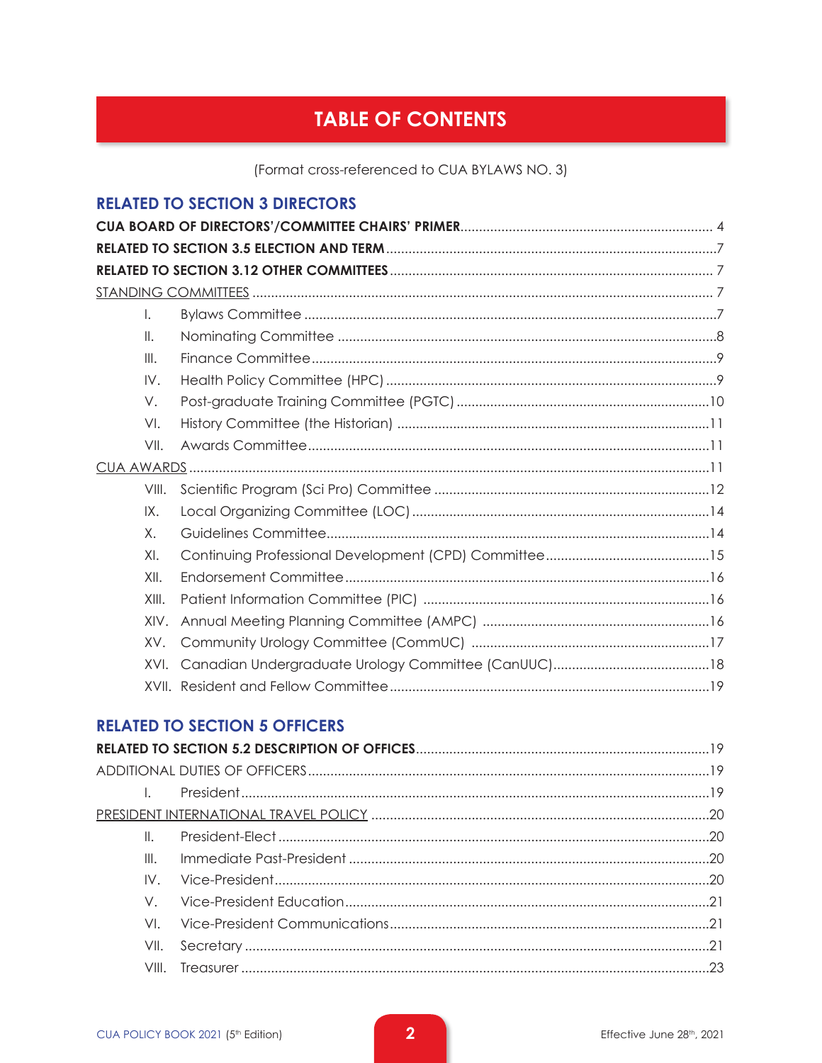# TABLE OF CONTENTS

(Format cross-referenced to CUA BYLAWS NO. 3)

## RELATED TO SECTION 3 DIRECTORS

**CUA BOARD OF DIRECTORS'/COMMITTEE CHAIRS' PRIMER** .................................................... 4

**RELATED TO SECTION 3.5 ELECTION AND TERM** ........................................................7

**RELATED TO SECTION 3.12 OTHER COMMITTEES** ...................................................... 7

STANDING COMMITTEES ........................................................................................ 7

- I. Bylaws Committee ..............................................................................7
- II. Nominating Committee ........................................................................8
- III. Finance Committee ............................................................................9
- IV. Health Policy Committee (HPC) ..........................................................9
- V. Post-graduate Training Committee (PGTC) ..........................................10
- VI. History Committee (the Historian) .......................................................11
- VII. Awards Committee ............................................................................11

CUA AWARDS ..............................................................................................................11

- VIII. Scientific Program (Sci Pro) Committee ..............................................12
- IX. Local Organizing Committee (LOC) ....................................................14
- X. Guidelines Committee ........................................................................14
- XI. Continuing Professional Development (CPD) Committee ....................15
- XII. Endorsement Committee ...................................................................16
- XIII. Patient Information Committee (PIC) ..................................................16
- XIV. Annual Meeting Planning Committee (AMPC) ......................................16
- XV. Community Urology Committee (CommUC) .........................................17
- XVI. Canadian Undergraduate Urology Committee (CanUUC) ....................18
- XVII. Resident and Fellow Committee ........................................................19

## RELATED TO SECTION 5 OFFICERS

**RELATED TO SECTION 5.2 DESCRIPTION OF OFFICES** ..................................................19

ADDITIONAL DUTIES OF OFFICERS ..............................................................................19

- I. President .............................................................................................19

PRESIDENT INTERNATIONAL TRAVEL POLICY ..................................................................20

- II. President-Elect ....................................................................................20
- III. Immediate Past-President ....................................................................20
- IV. Vice-President ......................................................................................20
- V. Vice-President Education .......................................................................21
- VI. Vice-President Communications ............................................................21
- VII. Secretary ..............................................................................................21
- VIII. Treasurer .............................................................................................23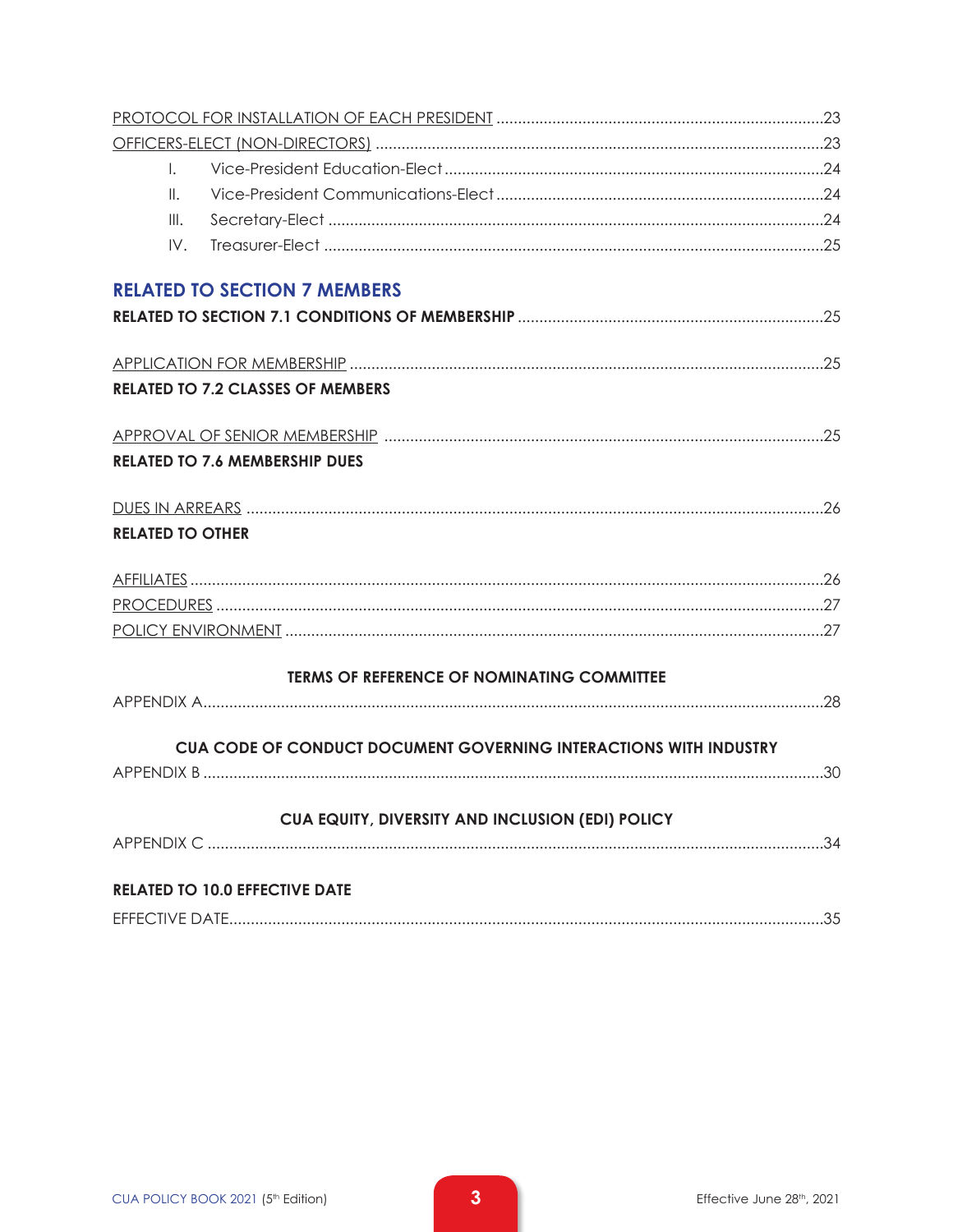PROTOCOL FOR INSTALLATION OF EACH PRESIDENT ....................................................23

OFFICERS-ELECT (NON-DIRECTORS) ....................................................23

- I. Vice-President Education-Elect ....................................................24
- II. Vice-President Communications-Elect ....................................................24
- III. Secretary-Elect ....................................................24
- IV. Treasurer-Elect ....................................................25

## RELATED TO SECTION 7 MEMBERS

**RELATED TO SECTION 7.1 CONDITIONS OF MEMBERSHIP ....................................................25**

APPLICATION FOR MEMBERSHIP ....................................................25

**RELATED TO 7.2 CLASSES OF MEMBERS**

APPROVAL OF SENIOR MEMBERSHIP ....................................................25

**RELATED TO 7.6 MEMBERSHIP DUES**

DUES IN ARREARS ....................................................26

**RELATED TO OTHER**

AFFILIATES ....................................................26

PROCEDURES ....................................................27

POLICY ENVIRONMENT ....................................................27

**TERMS OF REFERENCE OF NOMINATING COMMITTEE**

APPENDIX A ....................................................28

**CUA CODE OF CONDUCT DOCUMENT GOVERNING INTERACTIONS WITH INDUSTRY**

APPENDIX B ....................................................30

**CUA EQUITY, DIVERSITY AND INCLUSION (EDI) POLICY**

APPENDIX C ....................................................34

**RELATED TO 10.0 EFFECTIVE DATE**

EFFECTIVE DATE ....................................................35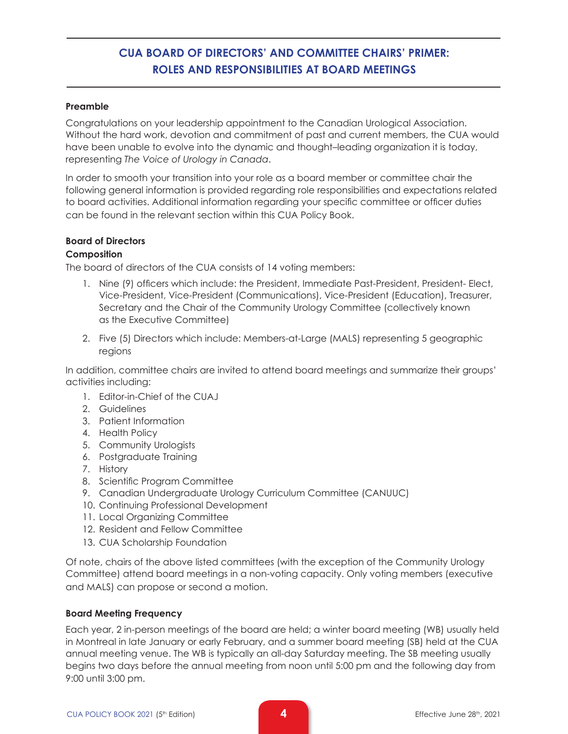# CUA BOARD OF DIRECTORS' AND COMMITTEE CHAIRS' PRIMER: ROLES AND RESPONSIBILITIES AT BOARD MEETINGS

**Preamble**

Congratulations on your leadership appointment to the Canadian Urological Association. Without the hard work, devotion and commitment of past and current members, the CUA would have been unable to evolve into the dynamic and thought–leading organization it is today, representing *The Voice of Urology in Canada*.

In order to smooth your transition into your role as a board member or committee chair the following general information is provided regarding role responsibilities and expectations related to board activities. Additional information regarding your specific committee or officer duties can be found in the relevant section within this CUA Policy Book.

**Board of Directors**

**Composition**

The board of directors of the CUA consists of 14 voting members:

1. Nine (9) officers which include: the President, Immediate Past-President, President- Elect, Vice-President, Vice-President (Communications), Vice-President (Education), Treasurer, Secretary and the Chair of the Community Urology Committee (collectively known as the Executive Committee)
2. Five (5) Directors which include: Members-at-Large (MALS) representing 5 geographic regions

In addition, committee chairs are invited to attend board meetings and summarize their groups' activities including:

1. Editor-in-Chief of the CUAJ
2. Guidelines
3. Patient Information
4. Health Policy
5. Community Urologists
6. Postgraduate Training
7. History
8. Scientific Program Committee
9. Canadian Undergraduate Urology Curriculum Committee (CANUUC)
10. Continuing Professional Development
11. Local Organizing Committee
12. Resident and Fellow Committee
13. CUA Scholarship Foundation

Of note, chairs of the above listed committees (with the exception of the Community Urology Committee) attend board meetings in a non-voting capacity. Only voting members (executive and MALS) can propose or second a motion.

**Board Meeting Frequency**

Each year, 2 in-person meetings of the board are held; a winter board meeting (WB) usually held in Montreal in late January or early February, and a summer board meeting (SB) held at the CUA annual meeting venue. The WB is typically an all-day Saturday meeting. The SB meeting usually begins two days before the annual meeting from noon until 5:00 pm and the following day from 9:00 until 3:00 pm.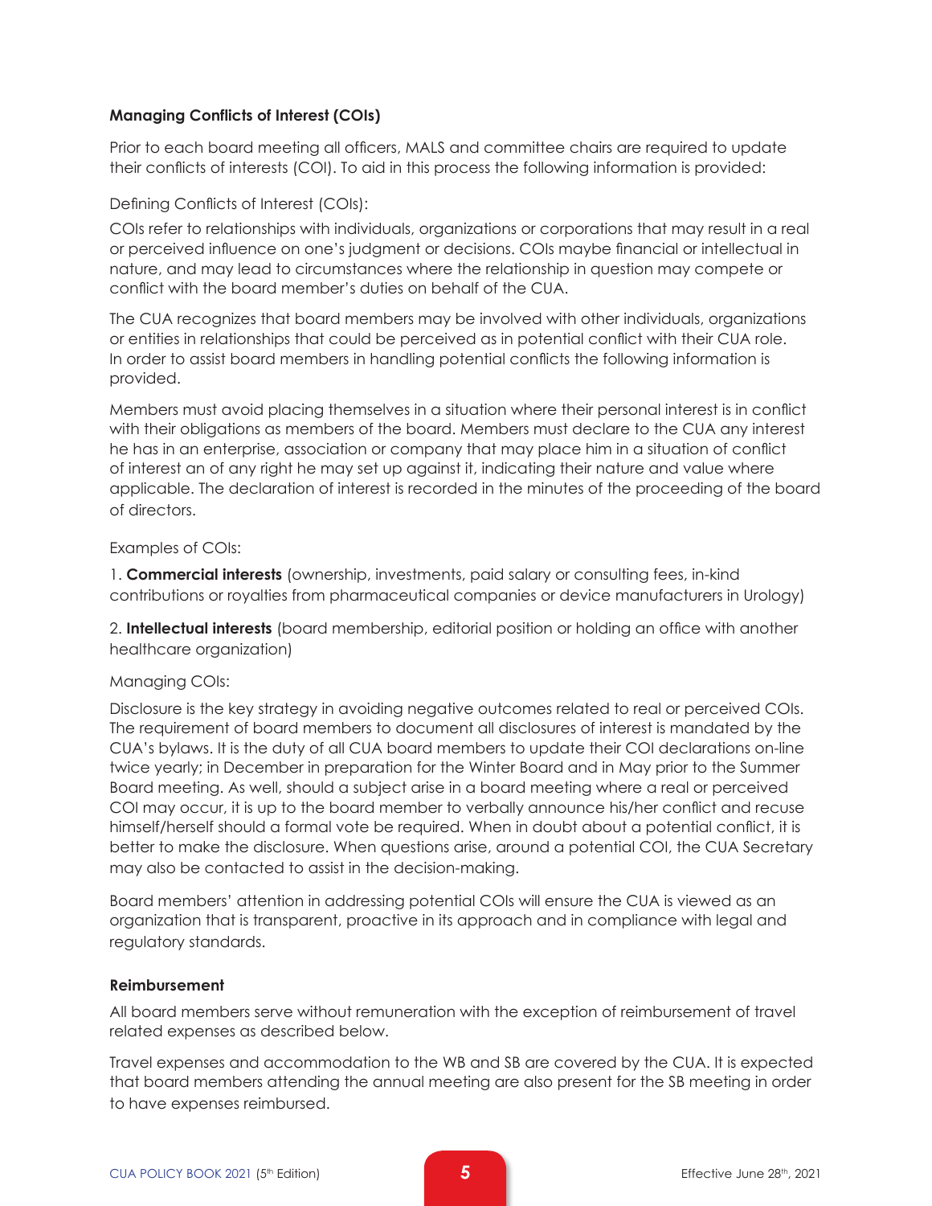**Managing Conflicts of Interest (COIs)**

Prior to each board meeting all officers, MALS and committee chairs are required to update their conflicts of interests (COI). To aid in this process the following information is provided:

Defining Conflicts of Interest (COIs):

COIs refer to relationships with individuals, organizations or corporations that may result in a real or perceived influence on one's judgment or decisions. COIs maybe financial or intellectual in nature, and may lead to circumstances where the relationship in question may compete or conflict with the board member's duties on behalf of the CUA.

The CUA recognizes that board members may be involved with other individuals, organizations or entities in relationships that could be perceived as in potential conflict with their CUA role. In order to assist board members in handling potential conflicts the following information is provided.

Members must avoid placing themselves in a situation where their personal interest is in conflict with their obligations as members of the board. Members must declare to the CUA any interest he has in an enterprise, association or company that may place him in a situation of conflict of interest an of any right he may set up against it, indicating their nature and value where applicable. The declaration of interest is recorded in the minutes of the proceeding of the board of directors.

Examples of COIs:

1. **Commercial interests** (ownership, investments, paid salary or consulting fees, in-kind contributions or royalties from pharmaceutical companies or device manufacturers in Urology)

2. **Intellectual interests** (board membership, editorial position or holding an office with another healthcare organization)

Managing COIs:

Disclosure is the key strategy in avoiding negative outcomes related to real or perceived COIs. The requirement of board members to document all disclosures of interest is mandated by the CUA's bylaws. It is the duty of all CUA board members to update their COI declarations on-line twice yearly; in December in preparation for the Winter Board and in May prior to the Summer Board meeting. As well, should a subject arise in a board meeting where a real or perceived COI may occur, it is up to the board member to verbally announce his/her conflict and recuse himself/herself should a formal vote be required. When in doubt about a potential conflict, it is better to make the disclosure. When questions arise, around a potential COI, the CUA Secretary may also be contacted to assist in the decision-making.

Board members' attention in addressing potential COIs will ensure the CUA is viewed as an organization that is transparent, proactive in its approach and in compliance with legal and regulatory standards.

**Reimbursement**

All board members serve without remuneration with the exception of reimbursement of travel related expenses as described below.

Travel expenses and accommodation to the WB and SB are covered by the CUA. It is expected that board members attending the annual meeting are also present for the SB meeting in order to have expenses reimbursed.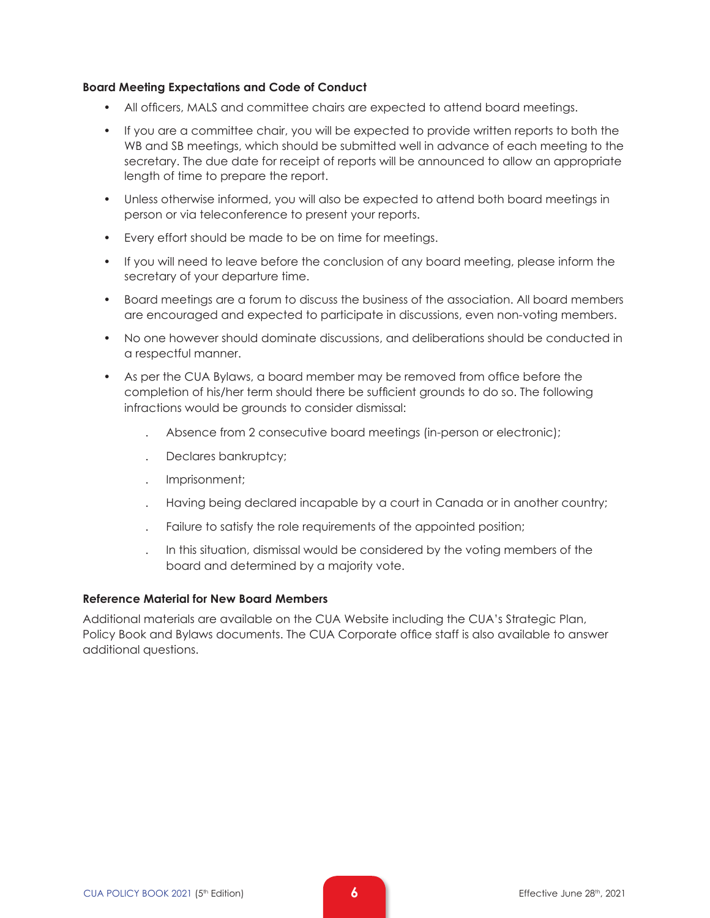**Board Meeting Expectations and Code of Conduct**

- All officers, MALS and committee chairs are expected to attend board meetings.
- If you are a committee chair, you will be expected to provide written reports to both the WB and SB meetings, which should be submitted well in advance of each meeting to the secretary. The due date for receipt of reports will be announced to allow an appropriate length of time to prepare the report.
- Unless otherwise informed, you will also be expected to attend both board meetings in person or via teleconference to present your reports.
- Every effort should be made to be on time for meetings.
- If you will need to leave before the conclusion of any board meeting, please inform the secretary of your departure time.
- Board meetings are a forum to discuss the business of the association. All board members are encouraged and expected to participate in discussions, even non-voting members.
- No one however should dominate discussions, and deliberations should be conducted in a respectful manner.
- As per the CUA Bylaws, a board member may be removed from office before the completion of his/her term should there be sufficient grounds to do so. The following infractions would be grounds to consider dismissal:
    - Absence from 2 consecutive board meetings (in-person or electronic);
    - Declares bankruptcy;
    - Imprisonment;
    - Having being declared incapable by a court in Canada or in another country;
    - Failure to satisfy the role requirements of the appointed position;
    - In this situation, dismissal would be considered by the voting members of the board and determined by a majority vote.

**Reference Material for New Board Members**

Additional materials are available on the CUA Website including the CUA's Strategic Plan, Policy Book and Bylaws documents. The CUA Corporate office staff is also available to answer additional questions.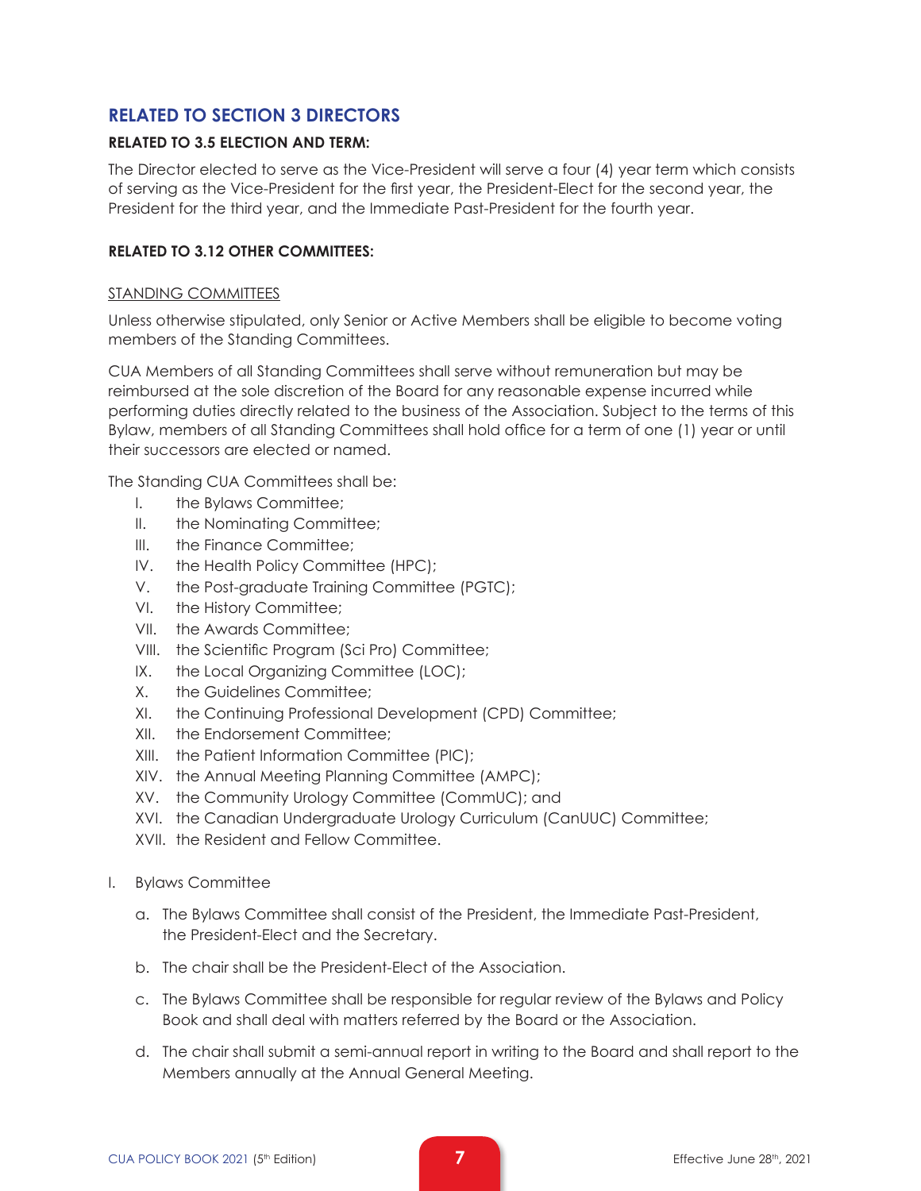## RELATED TO SECTION 3 DIRECTORS

### RELATED TO 3.5 ELECTION AND TERM:

The Director elected to serve as the Vice-President will serve a four (4) year term which consists of serving as the Vice-President for the first year, the President-Elect for the second year, the President for the third year, and the Immediate Past-President for the fourth year.

### RELATED TO 3.12 OTHER COMMITTEES:

STANDING COMMITTEES

Unless otherwise stipulated, only Senior or Active Members shall be eligible to become voting members of the Standing Committees.

CUA Members of all Standing Committees shall serve without remuneration but may be reimbursed at the sole discretion of the Board for any reasonable expense incurred while performing duties directly related to the business of the Association. Subject to the terms of this Bylaw, members of all Standing Committees shall hold office for a term of one (1) year or until their successors are elected or named.

The Standing CUA Committees shall be:

I. the Bylaws Committee;
II. the Nominating Committee;
III. the Finance Committee;
IV. the Health Policy Committee (HPC);
V. the Post-graduate Training Committee (PGTC);
VI. the History Committee;
VII. the Awards Committee;
VIII. the Scientific Program (Sci Pro) Committee;
IX. the Local Organizing Committee (LOC);
X. the Guidelines Committee;
XI. the Continuing Professional Development (CPD) Committee;
XII. the Endorsement Committee;
XIII. the Patient Information Committee (PIC);
XIV. the Annual Meeting Planning Committee (AMPC);
XV. the Community Urology Committee (CommUC); and
XVI. the Canadian Undergraduate Urology Curriculum (CanUUC) Committee;
XVII. the Resident and Fellow Committee.

I. Bylaws Committee

a. The Bylaws Committee shall consist of the President, the Immediate Past-President, the President-Elect and the Secretary.

b. The chair shall be the President-Elect of the Association.

c. The Bylaws Committee shall be responsible for regular review of the Bylaws and Policy Book and shall deal with matters referred by the Board or the Association.

d. The chair shall submit a semi-annual report in writing to the Board and shall report to the Members annually at the Annual General Meeting.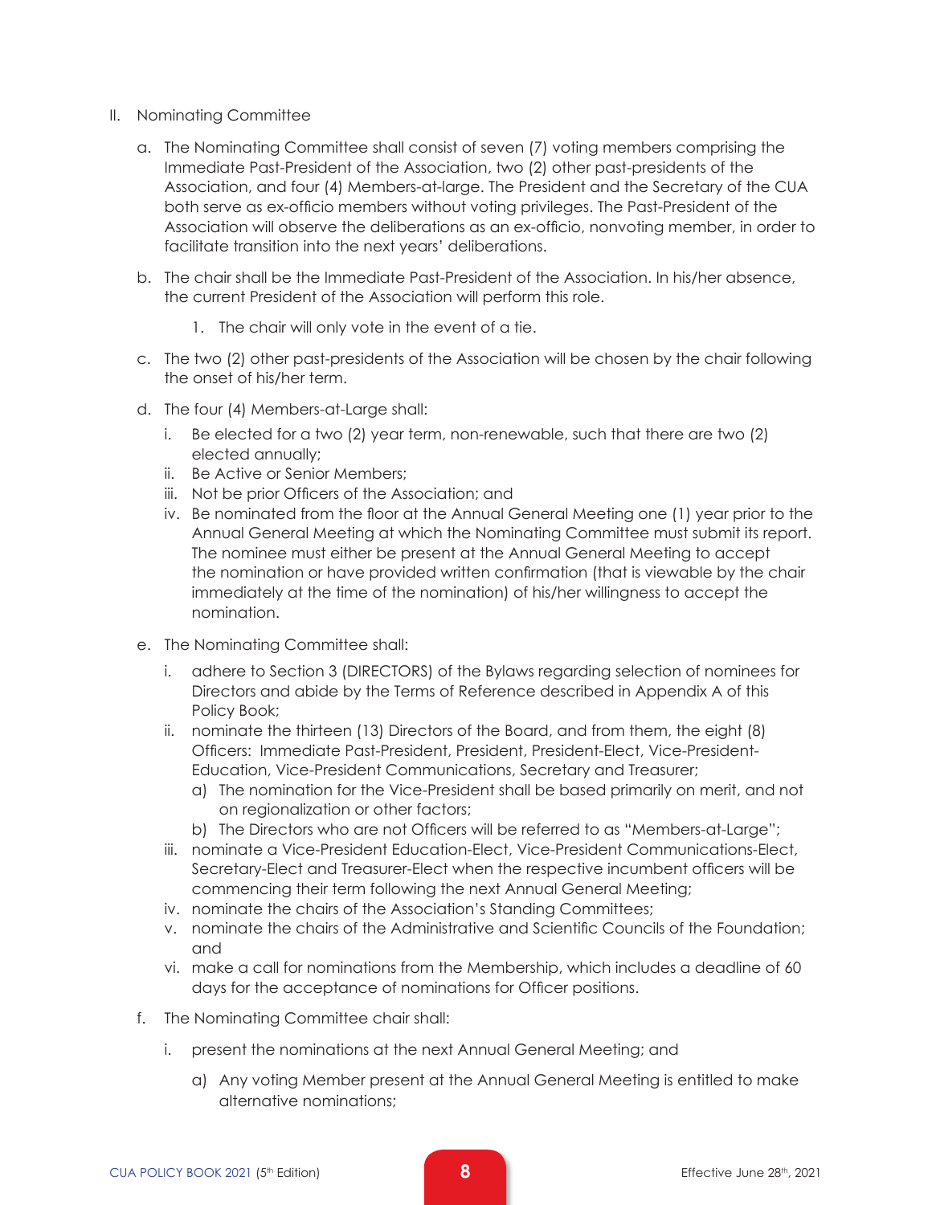II. Nominating Committee

a. The Nominating Committee shall consist of seven (7) voting members comprising the Immediate Past-President of the Association, two (2) other past-presidents of the Association, and four (4) Members-at-large. The President and the Secretary of the CUA both serve as ex-officio members without voting privileges. The Past-President of the Association will observe the deliberations as an ex-officio, nonvoting member, in order to facilitate transition into the next years' deliberations.

b. The chair shall be the Immediate Past-President of the Association. In his/her absence, the current President of the Association will perform this role.

   1. The chair will only vote in the event of a tie.

c. The two (2) other past-presidents of the Association will be chosen by the chair following the onset of his/her term.

d. The four (4) Members-at-Large shall:

   i. Be elected for a two (2) year term, non-renewable, such that there are two (2) elected annually;
   ii. Be Active or Senior Members;
   iii. Not be prior Officers of the Association; and
   iv. Be nominated from the floor at the Annual General Meeting one (1) year prior to the Annual General Meeting at which the Nominating Committee must submit its report. The nominee must either be present at the Annual General Meeting to accept the nomination or have provided written confirmation (that is viewable by the chair immediately at the time of the nomination) of his/her willingness to accept the nomination.

e. The Nominating Committee shall:

   i. adhere to Section 3 (DIRECTORS) of the Bylaws regarding selection of nominees for Directors and abide by the Terms of Reference described in Appendix A of this Policy Book;
   ii. nominate the thirteen (13) Directors of the Board, and from them, the eight (8) Officers: Immediate Past-President, President, President-Elect, Vice-President-Education, Vice-President Communications, Secretary and Treasurer;
      a) The nomination for the Vice-President shall be based primarily on merit, and not on regionalization or other factors;
      b) The Directors who are not Officers will be referred to as "Members-at-Large";
   iii. nominate a Vice-President Education-Elect, Vice-President Communications-Elect, Secretary-Elect and Treasurer-Elect when the respective incumbent officers will be commencing their term following the next Annual General Meeting;
   iv. nominate the chairs of the Association's Standing Committees;
   v. nominate the chairs of the Administrative and Scientific Councils of the Foundation; and
   vi. make a call for nominations from the Membership, which includes a deadline of 60 days for the acceptance of nominations for Officer positions.

f. The Nominating Committee chair shall:

   i. present the nominations at the next Annual General Meeting; and

      a) Any voting Member present at the Annual General Meeting is entitled to make alternative nominations;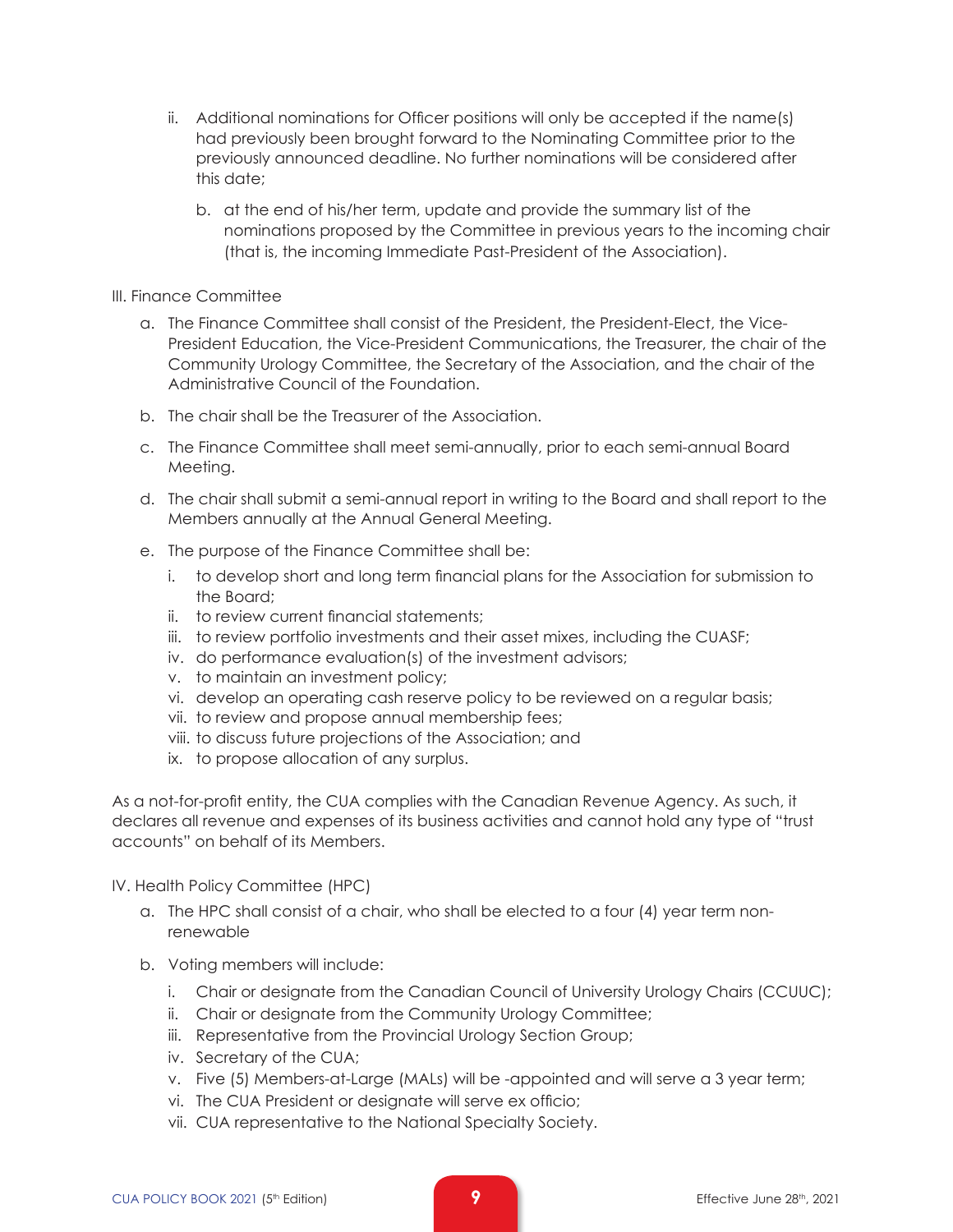ii. Additional nominations for Officer positions will only be accepted if the name(s) had previously been brought forward to the Nominating Committee prior to the previously announced deadline. No further nominations will be considered after this date;

   b. at the end of his/her term, update and provide the summary list of the nominations proposed by the Committee in previous years to the incoming chair (that is, the incoming Immediate Past-President of the Association).

III. Finance Committee

a. The Finance Committee shall consist of the President, the President-Elect, the Vice-President Education, the Vice-President Communications, the Treasurer, the chair of the Community Urology Committee, the Secretary of the Association, and the chair of the Administrative Council of the Foundation.

b. The chair shall be the Treasurer of the Association.

c. The Finance Committee shall meet semi-annually, prior to each semi-annual Board Meeting.

d. The chair shall submit a semi-annual report in writing to the Board and shall report to the Members annually at the Annual General Meeting.

e. The purpose of the Finance Committee shall be:

   i. to develop short and long term financial plans for the Association for submission to the Board;
   ii. to review current financial statements;
   iii. to review portfolio investments and their asset mixes, including the CUASF;
   iv. do performance evaluation(s) of the investment advisors;
   v. to maintain an investment policy;
   vi. develop an operating cash reserve policy to be reviewed on a regular basis;
   vii. to review and propose annual membership fees;
   viii. to discuss future projections of the Association; and
   ix. to propose allocation of any surplus.

As a not-for-profit entity, the CUA complies with the Canadian Revenue Agency. As such, it declares all revenue and expenses of its business activities and cannot hold any type of "trust accounts" on behalf of its Members.

IV. Health Policy Committee (HPC)

a. The HPC shall consist of a chair, who shall be elected to a four (4) year term non-renewable

b. Voting members will include:

   i. Chair or designate from the Canadian Council of University Urology Chairs (CCUUC);
   ii. Chair or designate from the Community Urology Committee;
   iii. Representative from the Provincial Urology Section Group;
   iv. Secretary of the CUA;
   v. Five (5) Members-at-Large (MALs) will be -appointed and will serve a 3 year term;
   vi. The CUA President or designate will serve ex officio;
   vii. CUA representative to the National Specialty Society.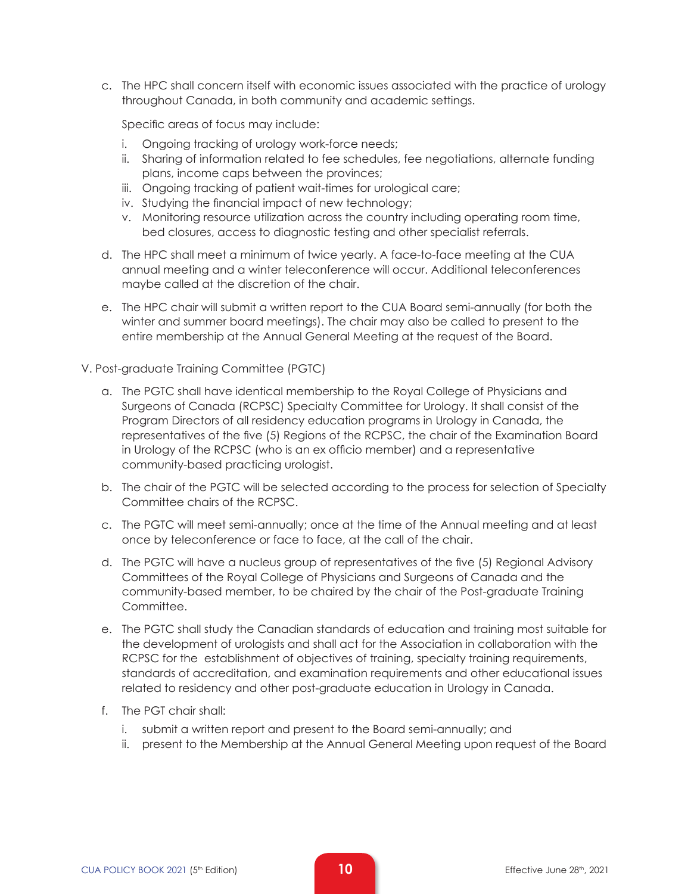c. The HPC shall concern itself with economic issues associated with the practice of urology throughout Canada, in both community and academic settings.

   Specific areas of focus may include:

   i. Ongoing tracking of urology work-force needs;
   ii. Sharing of information related to fee schedules, fee negotiations, alternate funding plans, income caps between the provinces;
   iii. Ongoing tracking of patient wait-times for urological care;
   iv. Studying the financial impact of new technology;
   v. Monitoring resource utilization across the country including operating room time, bed closures, access to diagnostic testing and other specialist referrals.

d. The HPC shall meet a minimum of twice yearly. A face-to-face meeting at the CUA annual meeting and a winter teleconference will occur. Additional teleconferences maybe called at the discretion of the chair.

e. The HPC chair will submit a written report to the CUA Board semi-annually (for both the winter and summer board meetings). The chair may also be called to present to the entire membership at the Annual General Meeting at the request of the Board.

V. Post-graduate Training Committee (PGTC)

a. The PGTC shall have identical membership to the Royal College of Physicians and Surgeons of Canada (RCPSC) Specialty Committee for Urology. It shall consist of the Program Directors of all residency education programs in Urology in Canada, the representatives of the five (5) Regions of the RCPSC, the chair of the Examination Board in Urology of the RCPSC (who is an ex officio member) and a representative community-based practicing urologist.

b. The chair of the PGTC will be selected according to the process for selection of Specialty Committee chairs of the RCPSC.

c. The PGTC will meet semi-annually; once at the time of the Annual meeting and at least once by teleconference or face to face, at the call of the chair.

d. The PGTC will have a nucleus group of representatives of the five (5) Regional Advisory Committees of the Royal College of Physicians and Surgeons of Canada and the community-based member, to be chaired by the chair of the Post-graduate Training Committee.

e. The PGTC shall study the Canadian standards of education and training most suitable for the development of urologists and shall act for the Association in collaboration with the RCPSC for the establishment of objectives of training, specialty training requirements, standards of accreditation, and examination requirements and other educational issues related to residency and other post-graduate education in Urology in Canada.

f. The PGT chair shall:

   i. submit a written report and present to the Board semi-annually; and
   ii. present to the Membership at the Annual General Meeting upon request of the Board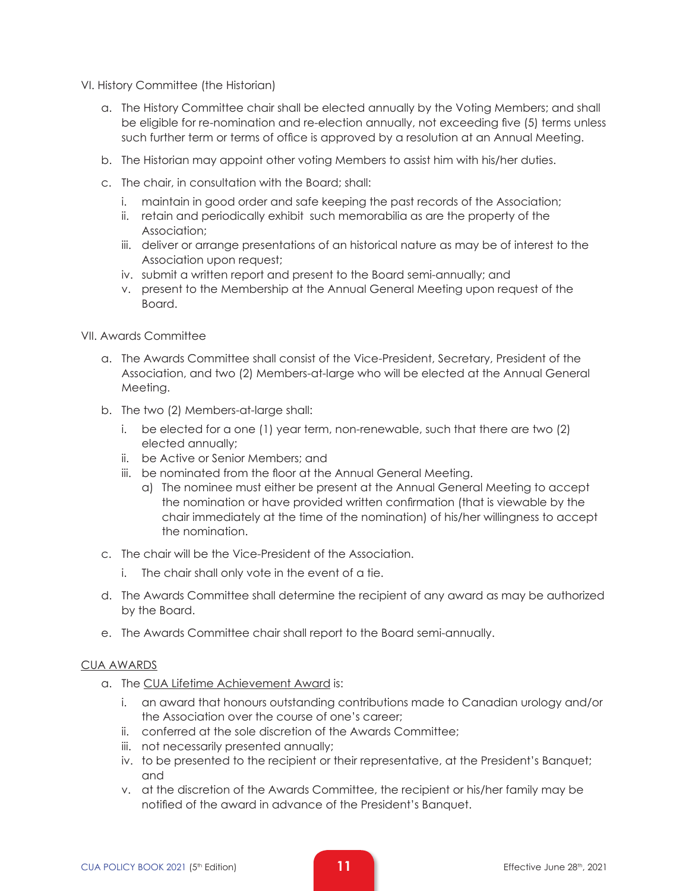VI. History Committee (the Historian)

a. The History Committee chair shall be elected annually by the Voting Members; and shall be eligible for re-nomination and re-election annually, not exceeding five (5) terms unless such further term or terms of office is approved by a resolution at an Annual Meeting.

b. The Historian may appoint other voting Members to assist him with his/her duties.

c. The chair, in consultation with the Board; shall:

   i. maintain in good order and safe keeping the past records of the Association;
   ii. retain and periodically exhibit such memorabilia as are the property of the Association;
   iii. deliver or arrange presentations of an historical nature as may be of interest to the Association upon request;
   iv. submit a written report and present to the Board semi-annually; and
   v. present to the Membership at the Annual General Meeting upon request of the Board.

VII. Awards Committee

a. The Awards Committee shall consist of the Vice-President, Secretary, President of the Association, and two (2) Members-at-large who will be elected at the Annual General Meeting.

b. The two (2) Members-at-large shall:

   i. be elected for a one (1) year term, non-renewable, such that there are two (2) elected annually;
   ii. be Active or Senior Members; and
   iii. be nominated from the floor at the Annual General Meeting.
      a) The nominee must either be present at the Annual General Meeting to accept the nomination or have provided written confirmation (that is viewable by the chair immediately at the time of the nomination) of his/her willingness to accept the nomination.

c. The chair will be the Vice-President of the Association.

   i. The chair shall only vote in the event of a tie.

d. The Awards Committee shall determine the recipient of any award as may be authorized by the Board.

e. The Awards Committee chair shall report to the Board semi-annually.

<u>CUA AWARDS</u>

a. The <u>CUA Lifetime Achievement Award</u> is:

   i. an award that honours outstanding contributions made to Canadian urology and/or the Association over the course of one's career;
   ii. conferred at the sole discretion of the Awards Committee;
   iii. not necessarily presented annually;
   iv. to be presented to the recipient or their representative, at the President's Banquet; and
   v. at the discretion of the Awards Committee, the recipient or his/her family may be notified of the award in advance of the President's Banquet.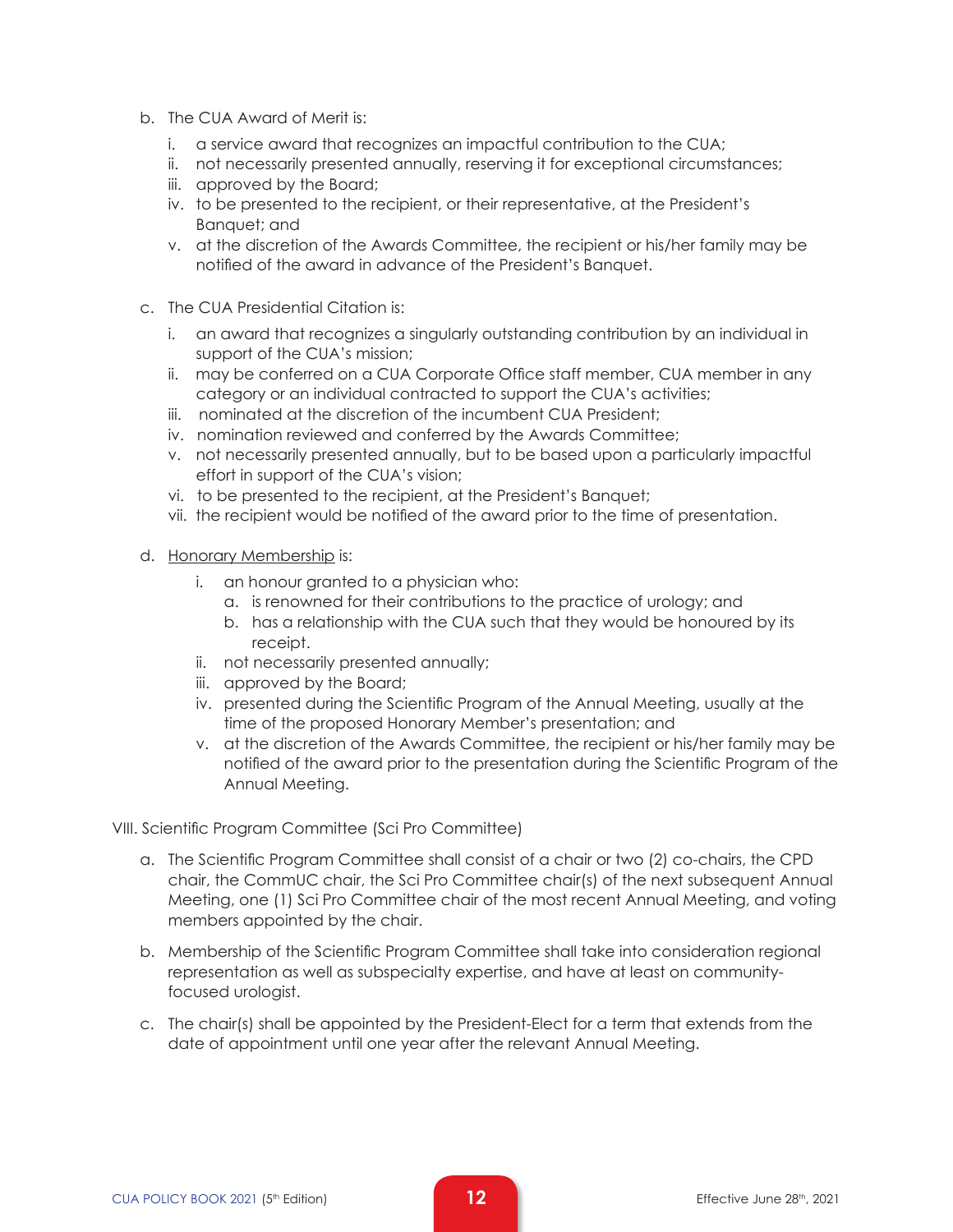b. The CUA Award of Merit is:

   i. a service award that recognizes an impactful contribution to the CUA;
   ii. not necessarily presented annually, reserving it for exceptional circumstances;
   iii. approved by the Board;
   iv. to be presented to the recipient, or their representative, at the President's Banquet; and
   v. at the discretion of the Awards Committee, the recipient or his/her family may be notified of the award in advance of the President's Banquet.

c. The CUA Presidential Citation is:

   i. an award that recognizes a singularly outstanding contribution by an individual in support of the CUA's mission;
   ii. may be conferred on a CUA Corporate Office staff member, CUA member in any category or an individual contracted to support the CUA's activities;
   iii. nominated at the discretion of the incumbent CUA President;
   iv. nomination reviewed and conferred by the Awards Committee;
   v. not necessarily presented annually, but to be based upon a particularly impactful effort in support of the CUA's vision;
   vi. to be presented to the recipient, at the President's Banquet;
   vii. the recipient would be notified of the award prior to the time of presentation.

d. <u>Honorary Membership</u> is:

   i. an honour granted to a physician who:
      a. is renowned for their contributions to the practice of urology; and
      b. has a relationship with the CUA such that they would be honoured by its receipt.
   ii. not necessarily presented annually;
   iii. approved by the Board;
   iv. presented during the Scientific Program of the Annual Meeting, usually at the time of the proposed Honorary Member's presentation; and
   v. at the discretion of the Awards Committee, the recipient or his/her family may be notified of the award prior to the presentation during the Scientific Program of the Annual Meeting.

VIII. Scientific Program Committee (Sci Pro Committee)

a. The Scientific Program Committee shall consist of a chair or two (2) co-chairs, the CPD chair, the CommUC chair, the Sci Pro Committee chair(s) of the next subsequent Annual Meeting, one (1) Sci Pro Committee chair of the most recent Annual Meeting, and voting members appointed by the chair.

b. Membership of the Scientific Program Committee shall take into consideration regional representation as well as subspecialty expertise, and have at least on community-focused urologist.

c. The chair(s) shall be appointed by the President-Elect for a term that extends from the date of appointment until one year after the relevant Annual Meeting.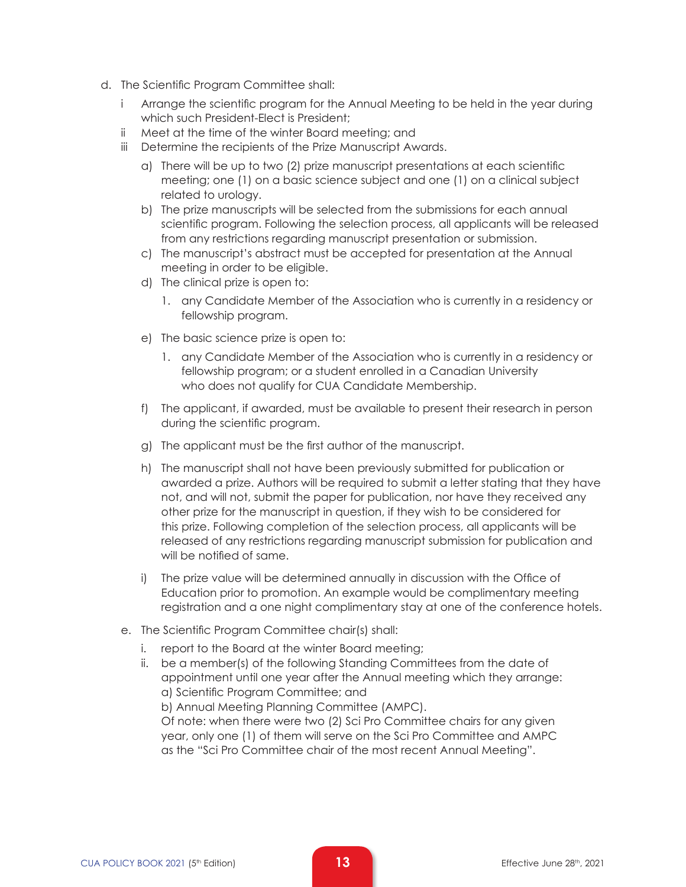d. The Scientific Program Committee shall:

   i Arrange the scientific program for the Annual Meeting to be held in the year during which such President-Elect is President;

   ii Meet at the time of the winter Board meeting; and

   iii Determine the recipients of the Prize Manuscript Awards.

      a) There will be up to two (2) prize manuscript presentations at each scientific meeting; one (1) on a basic science subject and one (1) on a clinical subject related to urology.

      b) The prize manuscripts will be selected from the submissions for each annual scientific program. Following the selection process, all applicants will be released from any restrictions regarding manuscript presentation or submission.

      c) The manuscript's abstract must be accepted for presentation at the Annual meeting in order to be eligible.

      d) The clinical prize is open to:

         1. any Candidate Member of the Association who is currently in a residency or fellowship program.

      e) The basic science prize is open to:

         1. any Candidate Member of the Association who is currently in a residency or fellowship program; or a student enrolled in a Canadian University who does not qualify for CUA Candidate Membership.

      f) The applicant, if awarded, must be available to present their research in person during the scientific program.

      g) The applicant must be the first author of the manuscript.

      h) The manuscript shall not have been previously submitted for publication or awarded a prize. Authors will be required to submit a letter stating that they have not, and will not, submit the paper for publication, nor have they received any other prize for the manuscript in question, if they wish to be considered for this prize. Following completion of the selection process, all applicants will be released of any restrictions regarding manuscript submission for publication and will be notified of same.

      i) The prize value will be determined annually in discussion with the Office of Education prior to promotion. An example would be complimentary meeting registration and a one night complimentary stay at one of the conference hotels.

e. The Scientific Program Committee chair(s) shall:

   i. report to the Board at the winter Board meeting;

   ii. be a member(s) of the following Standing Committees from the date of appointment until one year after the Annual meeting which they arrange:
   a) Scientific Program Committee; and
   b) Annual Meeting Planning Committee (AMPC).
   Of note: when there were two (2) Sci Pro Committee chairs for any given year, only one (1) of them will serve on the Sci Pro Committee and AMPC as the "Sci Pro Committee chair of the most recent Annual Meeting".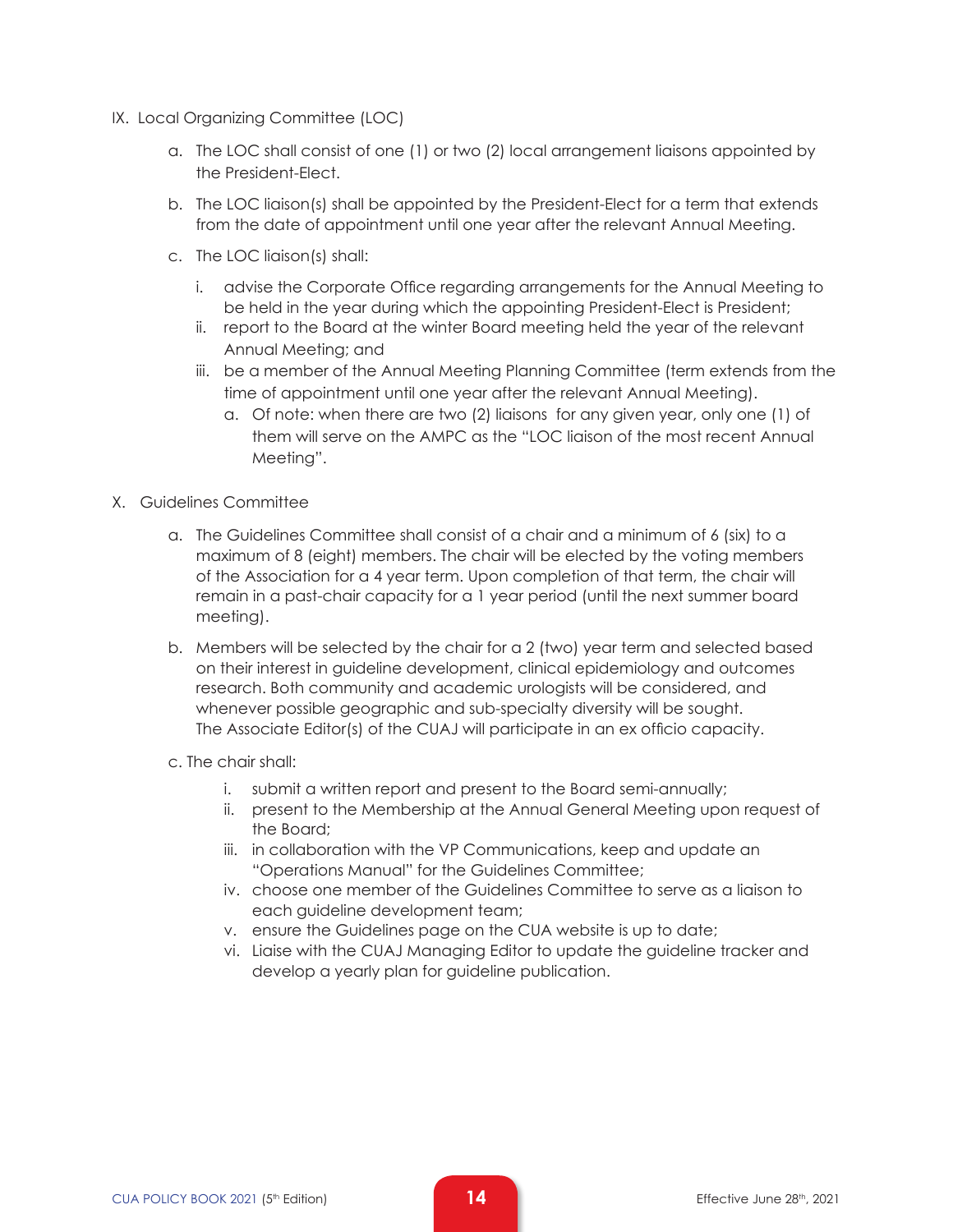IX. Local Organizing Committee (LOC)

a. The LOC shall consist of one (1) or two (2) local arrangement liaisons appointed by the President-Elect.

b. The LOC liaison(s) shall be appointed by the President-Elect for a term that extends from the date of appointment until one year after the relevant Annual Meeting.

c. The LOC liaison(s) shall:

   i. advise the Corporate Office regarding arrangements for the Annual Meeting to be held in the year during which the appointing President-Elect is President;
   ii. report to the Board at the winter Board meeting held the year of the relevant Annual Meeting; and
   iii. be a member of the Annual Meeting Planning Committee (term extends from the time of appointment until one year after the relevant Annual Meeting).
      a. Of note: when there are two (2) liaisons for any given year, only one (1) of them will serve on the AMPC as the "LOC liaison of the most recent Annual Meeting".

X. Guidelines Committee

a. The Guidelines Committee shall consist of a chair and a minimum of 6 (six) to a maximum of 8 (eight) members. The chair will be elected by the voting members of the Association for a 4 year term. Upon completion of that term, the chair will remain in a past-chair capacity for a 1 year period (until the next summer board meeting).

b. Members will be selected by the chair for a 2 (two) year term and selected based on their interest in guideline development, clinical epidemiology and outcomes research. Both community and academic urologists will be considered, and whenever possible geographic and sub-specialty diversity will be sought. The Associate Editor(s) of the CUAJ will participate in an ex officio capacity.

c. The chair shall:

   i. submit a written report and present to the Board semi-annually;
   ii. present to the Membership at the Annual General Meeting upon request of the Board;
   iii. in collaboration with the VP Communications, keep and update an "Operations Manual" for the Guidelines Committee;
   iv. choose one member of the Guidelines Committee to serve as a liaison to each guideline development team;
   v. ensure the Guidelines page on the CUA website is up to date;
   vi. Liaise with the CUAJ Managing Editor to update the guideline tracker and develop a yearly plan for guideline publication.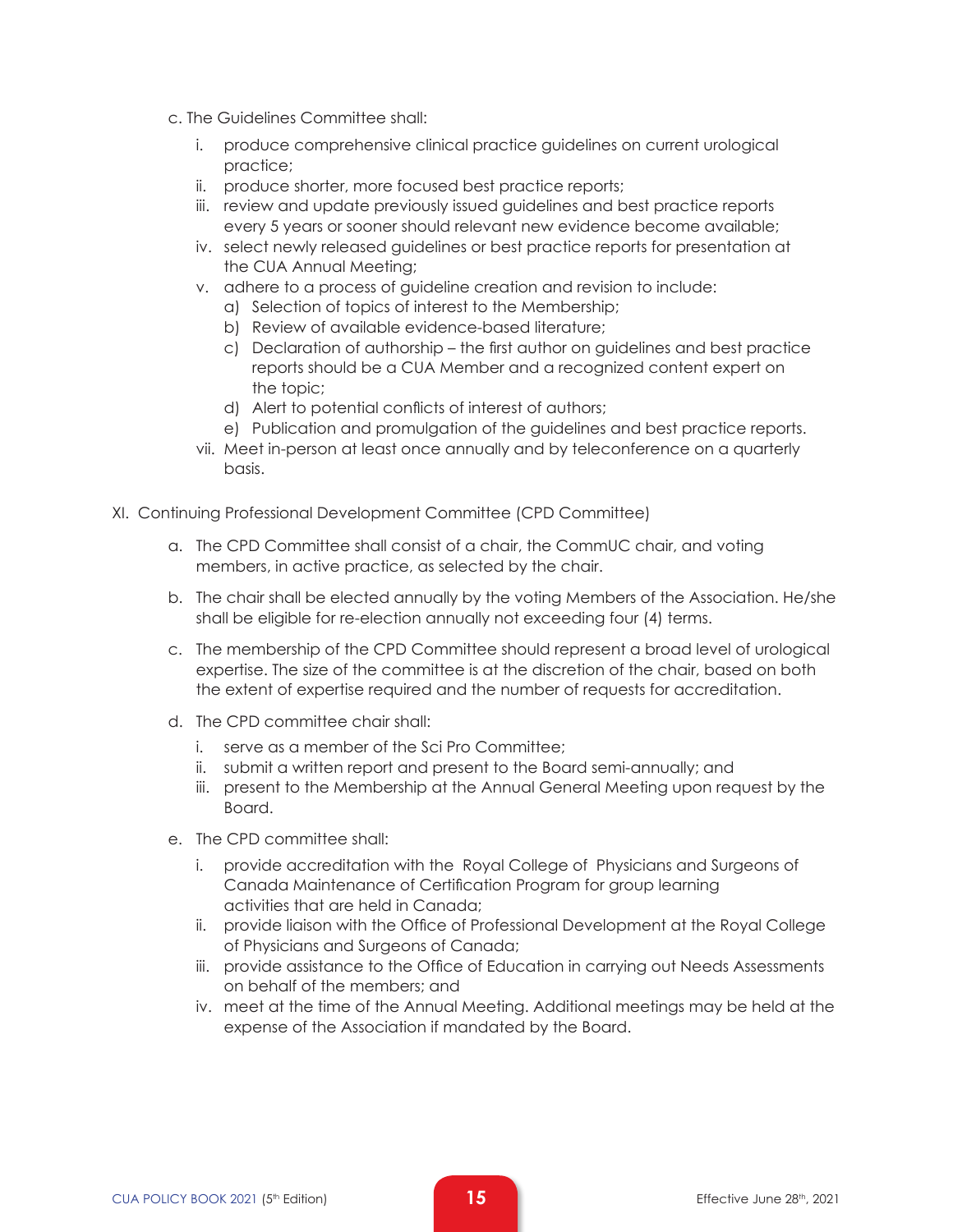c. The Guidelines Committee shall:

   i. produce comprehensive clinical practice guidelines on current urological practice;
   ii. produce shorter, more focused best practice reports;
   iii. review and update previously issued guidelines and best practice reports every 5 years or sooner should relevant new evidence become available;
   iv. select newly released guidelines or best practice reports for presentation at the CUA Annual Meeting;
   v. adhere to a process of guideline creation and revision to include:
      a) Selection of topics of interest to the Membership;
      b) Review of available evidence-based literature;
      c) Declaration of authorship – the first author on guidelines and best practice reports should be a CUA Member and a recognized content expert on the topic;
      d) Alert to potential conflicts of interest of authors;
      e) Publication and promulgation of the guidelines and best practice reports.
   vii. Meet in-person at least once annually and by teleconference on a quarterly basis.

XI. Continuing Professional Development Committee (CPD Committee)

a. The CPD Committee shall consist of a chair, the CommUC chair, and voting members, in active practice, as selected by the chair.

b. The chair shall be elected annually by the voting Members of the Association. He/she shall be eligible for re-election annually not exceeding four (4) terms.

c. The membership of the CPD Committee should represent a broad level of urological expertise. The size of the committee is at the discretion of the chair, based on both the extent of expertise required and the number of requests for accreditation.

d. The CPD committee chair shall:

   i. serve as a member of the Sci Pro Committee;
   ii. submit a written report and present to the Board semi-annually; and
   iii. present to the Membership at the Annual General Meeting upon request by the Board.

e. The CPD committee shall:

   i. provide accreditation with the Royal College of Physicians and Surgeons of Canada Maintenance of Certification Program for group learning activities that are held in Canada;
   ii. provide liaison with the Office of Professional Development at the Royal College of Physicians and Surgeons of Canada;
   iii. provide assistance to the Office of Education in carrying out Needs Assessments on behalf of the members; and
   iv. meet at the time of the Annual Meeting. Additional meetings may be held at the expense of the Association if mandated by the Board.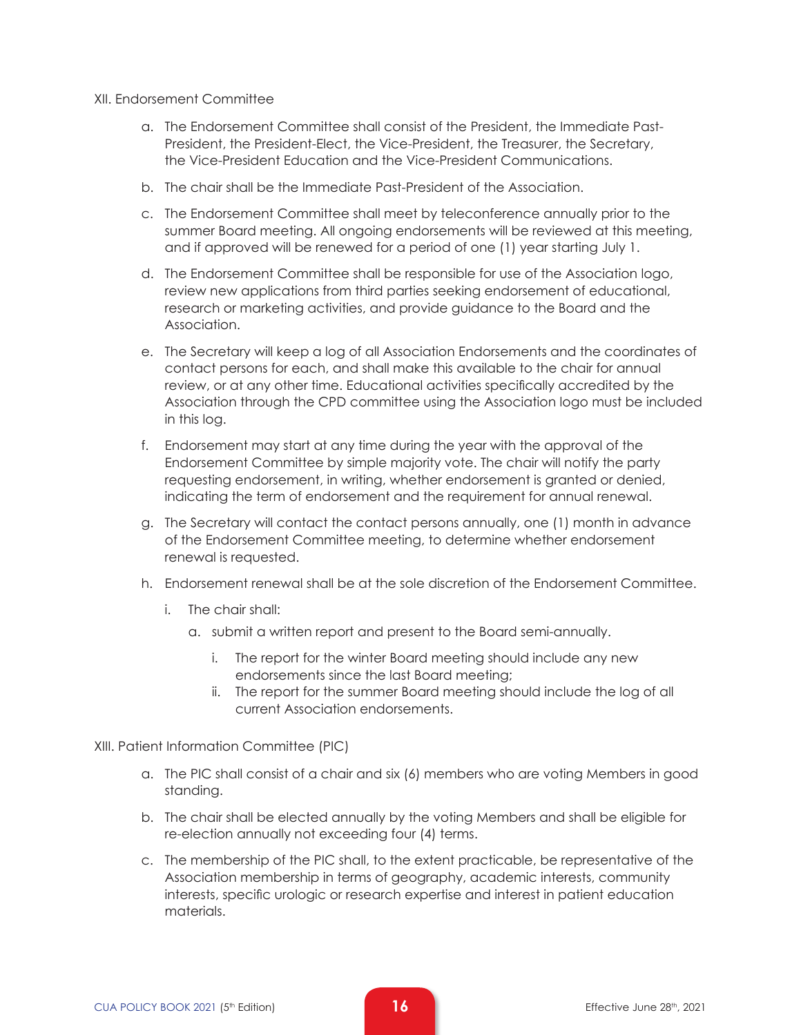XII. Endorsement Committee

a. The Endorsement Committee shall consist of the President, the Immediate Past-President, the President-Elect, the Vice-President, the Treasurer, the Secretary, the Vice-President Education and the Vice-President Communications.

b. The chair shall be the Immediate Past-President of the Association.

c. The Endorsement Committee shall meet by teleconference annually prior to the summer Board meeting. All ongoing endorsements will be reviewed at this meeting, and if approved will be renewed for a period of one (1) year starting July 1.

d. The Endorsement Committee shall be responsible for use of the Association logo, review new applications from third parties seeking endorsement of educational, research or marketing activities, and provide guidance to the Board and the Association.

e. The Secretary will keep a log of all Association Endorsements and the coordinates of contact persons for each, and shall make this available to the chair for annual review, or at any other time. Educational activities specifically accredited by the Association through the CPD committee using the Association logo must be included in this log.

f. Endorsement may start at any time during the year with the approval of the Endorsement Committee by simple majority vote. The chair will notify the party requesting endorsement, in writing, whether endorsement is granted or denied, indicating the term of endorsement and the requirement for annual renewal.

g. The Secretary will contact the contact persons annually, one (1) month in advance of the Endorsement Committee meeting, to determine whether endorsement renewal is requested.

h. Endorsement renewal shall be at the sole discretion of the Endorsement Committee.

  i. The chair shall:

    a. submit a written report and present to the Board semi-annually.

      i. The report for the winter Board meeting should include any new endorsements since the last Board meeting;
      ii. The report for the summer Board meeting should include the log of all current Association endorsements.

XIII. Patient Information Committee (PIC)

a. The PIC shall consist of a chair and six (6) members who are voting Members in good standing.

b. The chair shall be elected annually by the voting Members and shall be eligible for re-election annually not exceeding four (4) terms.

c. The membership of the PIC shall, to the extent practicable, be representative of the Association membership in terms of geography, academic interests, community interests, specific urologic or research expertise and interest in patient education materials.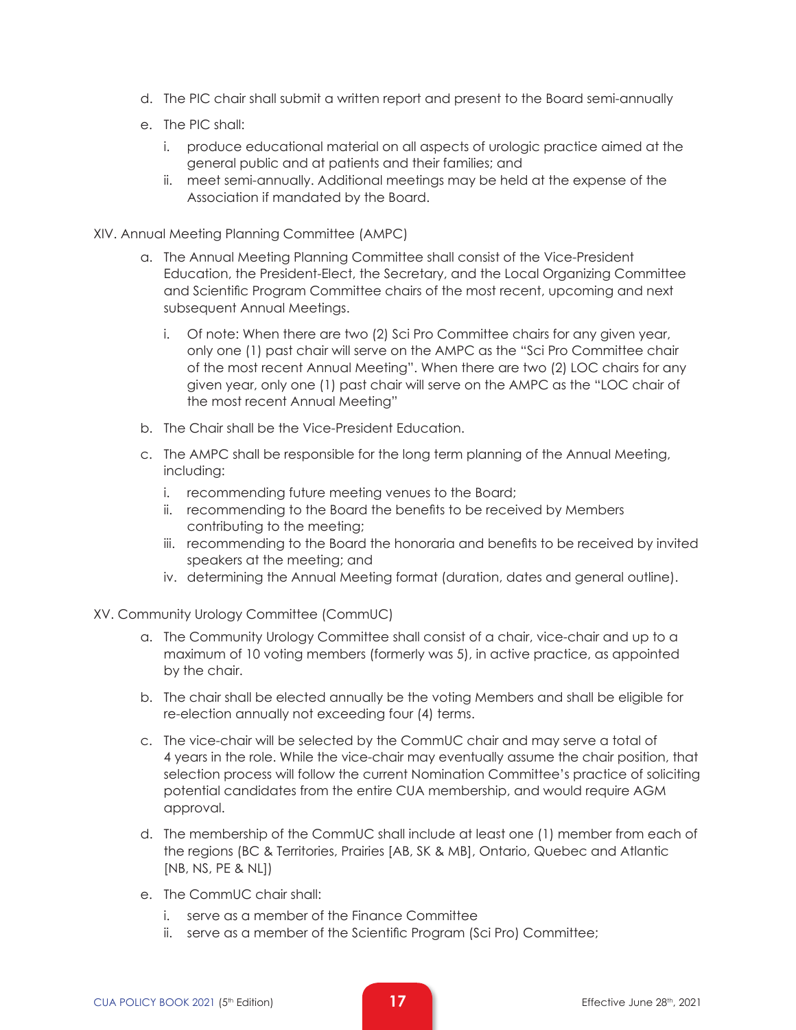d. The PIC chair shall submit a written report and present to the Board semi-annually

e. The PIC shall:

   i. produce educational material on all aspects of urologic practice aimed at the general public and at patients and their families; and

   ii. meet semi-annually. Additional meetings may be held at the expense of the Association if mandated by the Board.

XIV. Annual Meeting Planning Committee (AMPC)

a. The Annual Meeting Planning Committee shall consist of the Vice-President Education, the President-Elect, the Secretary, and the Local Organizing Committee and Scientific Program Committee chairs of the most recent, upcoming and next subsequent Annual Meetings.

   i. Of note: When there are two (2) Sci Pro Committee chairs for any given year, only one (1) past chair will serve on the AMPC as the "Sci Pro Committee chair of the most recent Annual Meeting". When there are two (2) LOC chairs for any given year, only one (1) past chair will serve on the AMPC as the "LOC chair of the most recent Annual Meeting"

b. The Chair shall be the Vice-President Education.

c. The AMPC shall be responsible for the long term planning of the Annual Meeting, including:

   i. recommending future meeting venues to the Board;

   ii. recommending to the Board the benefits to be received by Members contributing to the meeting;

   iii. recommending to the Board the honoraria and benefits to be received by invited speakers at the meeting; and

   iv. determining the Annual Meeting format (duration, dates and general outline).

XV. Community Urology Committee (CommUC)

a. The Community Urology Committee shall consist of a chair, vice-chair and up to a maximum of 10 voting members (formerly was 5), in active practice, as appointed by the chair.

b. The chair shall be elected annually be the voting Members and shall be eligible for re-election annually not exceeding four (4) terms.

c. The vice-chair will be selected by the CommUC chair and may serve a total of 4 years in the role. While the vice-chair may eventually assume the chair position, that selection process will follow the current Nomination Committee's practice of soliciting potential candidates from the entire CUA membership, and would require AGM approval.

d. The membership of the CommUC shall include at least one (1) member from each of the regions (BC & Territories, Prairies [AB, SK & MB], Ontario, Quebec and Atlantic [NB, NS, PE & NL])

e. The CommUC chair shall:

   i. serve as a member of the Finance Committee

   ii. serve as a member of the Scientific Program (Sci Pro) Committee;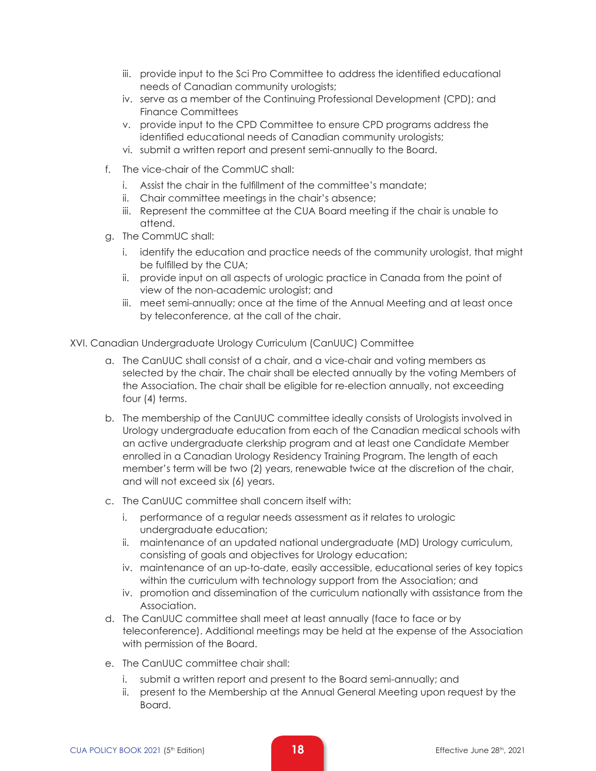iii. provide input to the Sci Pro Committee to address the identified educational needs of Canadian community urologists;
iv. serve as a member of the Continuing Professional Development (CPD); and Finance Committees
v. provide input to the CPD Committee to ensure CPD programs address the identified educational needs of Canadian community urologists;
vi. submit a written report and present semi-annually to the Board.

f. The vice-chair of the CommUC shall:
   i. Assist the chair in the fulfillment of the committee's mandate;
   ii. Chair committee meetings in the chair's absence;
   iii. Represent the committee at the CUA Board meeting if the chair is unable to attend.
g. The CommUC shall:
   i. identify the education and practice needs of the community urologist, that might be fulfilled by the CUA;
   ii. provide input on all aspects of urologic practice in Canada from the point of view of the non-academic urologist; and
   iii. meet semi-annually; once at the time of the Annual Meeting and at least once by teleconference, at the call of the chair.

XVI. Canadian Undergraduate Urology Curriculum (CanUUC) Committee

a. The CanUUC shall consist of a chair, and a vice-chair and voting members as selected by the chair. The chair shall be elected annually by the voting Members of the Association. The chair shall be eligible for re-election annually, not exceeding four (4) terms.

b. The membership of the CanUUC committee ideally consists of Urologists involved in Urology undergraduate education from each of the Canadian medical schools with an active undergraduate clerkship program and at least one Candidate Member enrolled in a Canadian Urology Residency Training Program. The length of each member's term will be two (2) years, renewable twice at the discretion of the chair, and will not exceed six (6) years.

c. The CanUUC committee shall concern itself with:
   i. performance of a regular needs assessment as it relates to urologic undergraduate education;
   ii. maintenance of an updated national undergraduate (MD) Urology curriculum, consisting of goals and objectives for Urology education;
   iv. maintenance of an up-to-date, easily accessible, educational series of key topics within the curriculum with technology support from the Association; and
   iv. promotion and dissemination of the curriculum nationally with assistance from the Association.

d. The CanUUC committee shall meet at least annually (face to face or by teleconference). Additional meetings may be held at the expense of the Association with permission of the Board.

e. The CanUUC committee chair shall:
   i. submit a written report and present to the Board semi-annually; and
   ii. present to the Membership at the Annual General Meeting upon request by the Board.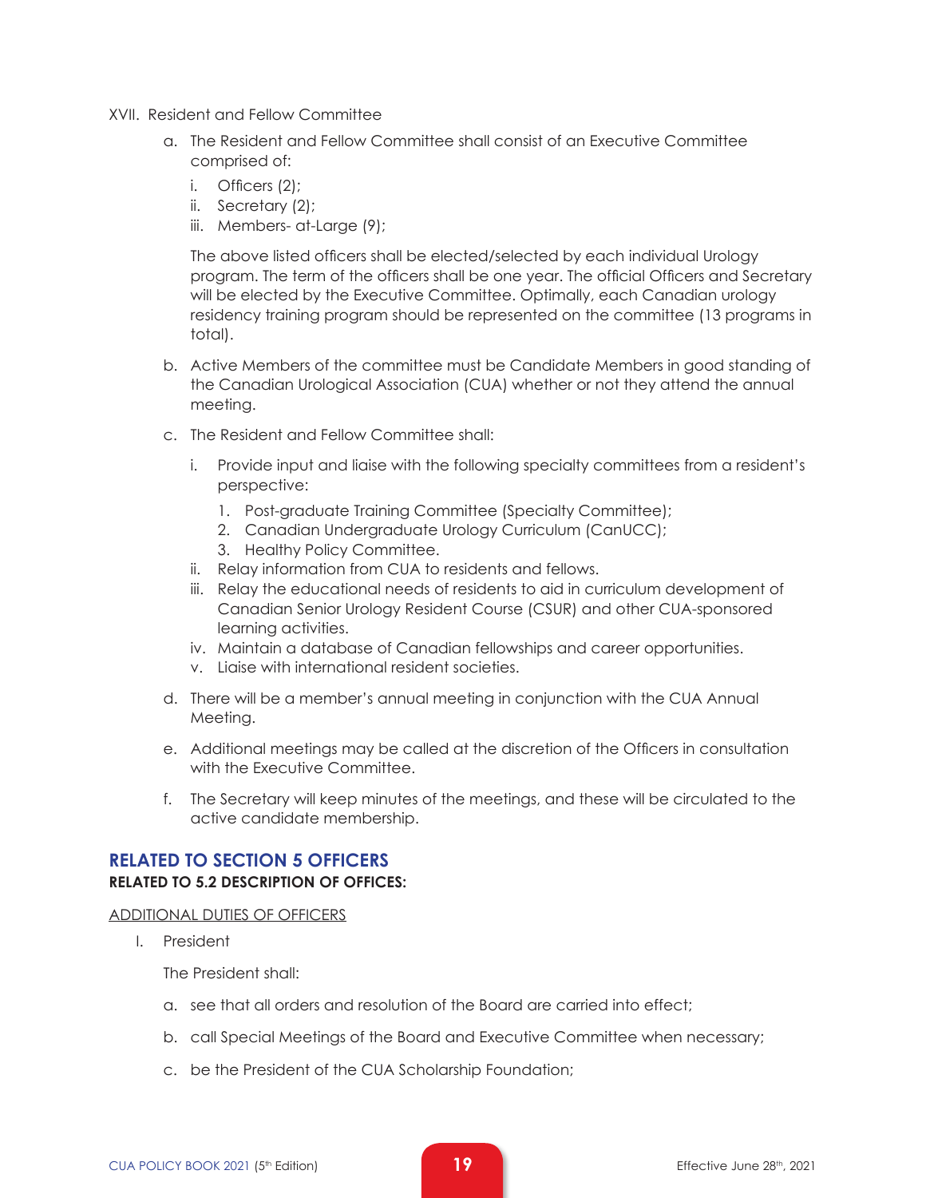XVII. Resident and Fellow Committee

a. The Resident and Fellow Committee shall consist of an Executive Committee comprised of:

   i. Officers (2);
   ii. Secretary (2);
   iii. Members- at-Large (9);

   The above listed officers shall be elected/selected by each individual Urology program. The term of the officers shall be one year. The official Officers and Secretary will be elected by the Executive Committee. Optimally, each Canadian urology residency training program should be represented on the committee (13 programs in total).

b. Active Members of the committee must be Candidate Members in good standing of the Canadian Urological Association (CUA) whether or not they attend the annual meeting.

c. The Resident and Fellow Committee shall:

   i. Provide input and liaise with the following specialty committees from a resident's perspective:
      1. Post-graduate Training Committee (Specialty Committee);
      2. Canadian Undergraduate Urology Curriculum (CanUCC);
      3. Healthy Policy Committee.
   ii. Relay information from CUA to residents and fellows.
   iii. Relay the educational needs of residents to aid in curriculum development of Canadian Senior Urology Resident Course (CSUR) and other CUA-sponsored learning activities.
   iv. Maintain a database of Canadian fellowships and career opportunities.
   v. Liaise with international resident societies.

d. There will be a member's annual meeting in conjunction with the CUA Annual Meeting.

e. Additional meetings may be called at the discretion of the Officers in consultation with the Executive Committee.

f. The Secretary will keep minutes of the meetings, and these will be circulated to the active candidate membership.

## RELATED TO SECTION 5 OFFICERS

**RELATED TO 5.2 DESCRIPTION OF OFFICES:**

ADDITIONAL DUTIES OF OFFICERS

I. President

   The President shall:

   a. see that all orders and resolution of the Board are carried into effect;

   b. call Special Meetings of the Board and Executive Committee when necessary;

   c. be the President of the CUA Scholarship Foundation;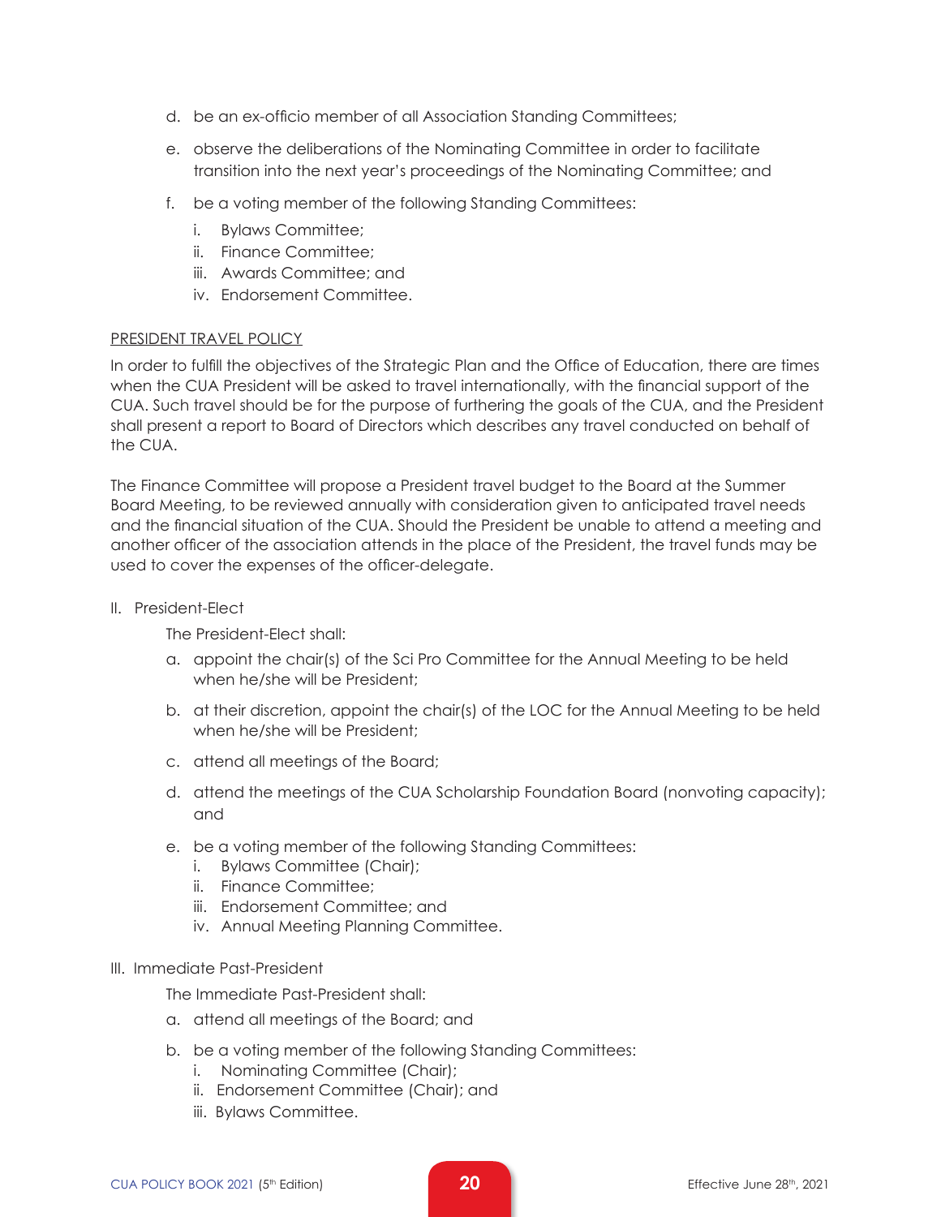d. be an ex-officio member of all Association Standing Committees;

e. observe the deliberations of the Nominating Committee in order to facilitate transition into the next year's proceedings of the Nominating Committee; and

f. be a voting member of the following Standing Committees:
   - i. Bylaws Committee;
   - ii. Finance Committee;
   - iii. Awards Committee; and
   - iv. Endorsement Committee.

<u>PRESIDENT TRAVEL POLICY</u>

In order to fulfill the objectives of the Strategic Plan and the Office of Education, there are times when the CUA President will be asked to travel internationally, with the financial support of the CUA. Such travel should be for the purpose of furthering the goals of the CUA, and the President shall present a report to Board of Directors which describes any travel conducted on behalf of the CUA.

The Finance Committee will propose a President travel budget to the Board at the Summer Board Meeting, to be reviewed annually with consideration given to anticipated travel needs and the financial situation of the CUA. Should the President be unable to attend a meeting and another officer of the association attends in the place of the President, the travel funds may be used to cover the expenses of the officer-delegate.

II. President-Elect

The President-Elect shall:

a. appoint the chair(s) of the Sci Pro Committee for the Annual Meeting to be held when he/she will be President;

b. at their discretion, appoint the chair(s) of the LOC for the Annual Meeting to be held when he/she will be President;

c. attend all meetings of the Board;

d. attend the meetings of the CUA Scholarship Foundation Board (nonvoting capacity); and

e. be a voting member of the following Standing Committees:
   - i. Bylaws Committee (Chair);
   - ii. Finance Committee;
   - iii. Endorsement Committee; and
   - iv. Annual Meeting Planning Committee.

III. Immediate Past-President

The Immediate Past-President shall:

a. attend all meetings of the Board; and

b. be a voting member of the following Standing Committees:
   - i. Nominating Committee (Chair);
   - ii. Endorsement Committee (Chair); and
   - iii. Bylaws Committee.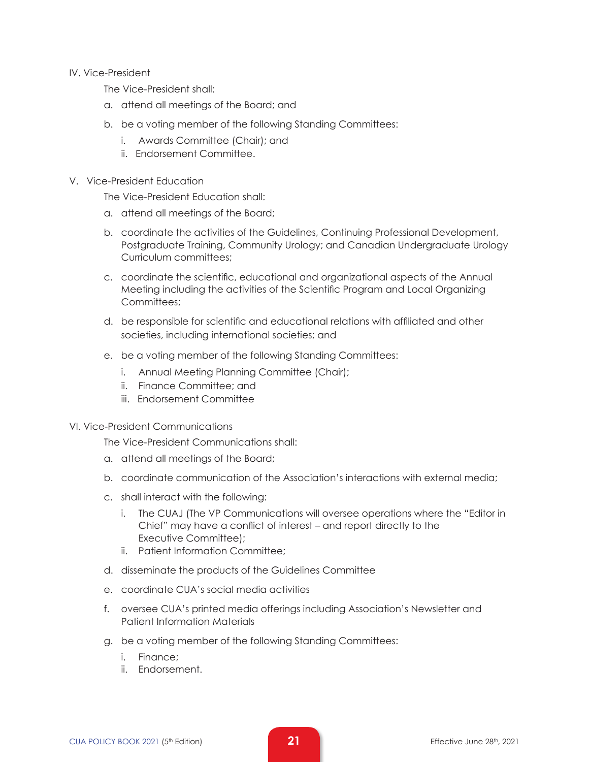IV. Vice-President

The Vice-President shall:

a. attend all meetings of the Board; and

b. be a voting member of the following Standing Committees:

   i. Awards Committee (Chair); and
   ii. Endorsement Committee.

V. Vice-President Education

The Vice-President Education shall:

a. attend all meetings of the Board;

b. coordinate the activities of the Guidelines, Continuing Professional Development, Postgraduate Training, Community Urology; and Canadian Undergraduate Urology Curriculum committees;

c. coordinate the scientific, educational and organizational aspects of the Annual Meeting including the activities of the Scientific Program and Local Organizing Committees;

d. be responsible for scientific and educational relations with affiliated and other societies, including international societies; and

e. be a voting member of the following Standing Committees:

   i. Annual Meeting Planning Committee (Chair);
   ii. Finance Committee; and
   iii. Endorsement Committee

VI. Vice-President Communications

The Vice-President Communications shall:

a. attend all meetings of the Board;

b. coordinate communication of the Association's interactions with external media;

c. shall interact with the following:

   i. The CUAJ (The VP Communications will oversee operations where the "Editor in Chief" may have a conflict of interest – and report directly to the Executive Committee);
   ii. Patient Information Committee;

d. disseminate the products of the Guidelines Committee

e. coordinate CUA's social media activities

f. oversee CUA's printed media offerings including Association's Newsletter and Patient Information Materials

g. be a voting member of the following Standing Committees:

   i. Finance;
   ii. Endorsement.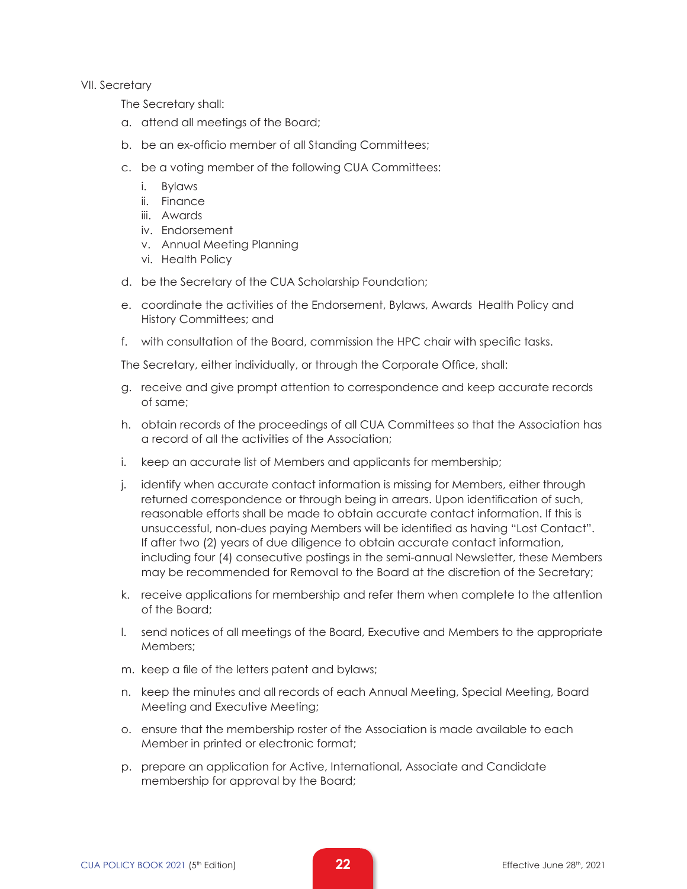VII. Secretary

The Secretary shall:

a. attend all meetings of the Board;

b. be an ex-officio member of all Standing Committees;

c. be a voting member of the following CUA Committees:

   i. Bylaws
   ii. Finance
   iii. Awards
   iv. Endorsement
   v. Annual Meeting Planning
   vi. Health Policy

d. be the Secretary of the CUA Scholarship Foundation;

e. coordinate the activities of the Endorsement, Bylaws, Awards  Health Policy and History Committees; and

f. with consultation of the Board, commission the HPC chair with specific tasks.

The Secretary, either individually, or through the Corporate Office, shall:

g. receive and give prompt attention to correspondence and keep accurate records of same;

h. obtain records of the proceedings of all CUA Committees so that the Association has a record of all the activities of the Association;

i. keep an accurate list of Members and applicants for membership;

j. identify when accurate contact information is missing for Members, either through returned correspondence or through being in arrears. Upon identification of such, reasonable efforts shall be made to obtain accurate contact information. If this is unsuccessful, non-dues paying Members will be identified as having "Lost Contact". If after two (2) years of due diligence to obtain accurate contact information, including four (4) consecutive postings in the semi-annual Newsletter, these Members may be recommended for Removal to the Board at the discretion of the Secretary;

k. receive applications for membership and refer them when complete to the attention of the Board;

l. send notices of all meetings of the Board, Executive and Members to the appropriate Members;

m. keep a file of the letters patent and bylaws;

n. keep the minutes and all records of each Annual Meeting, Special Meeting, Board Meeting and Executive Meeting;

o. ensure that the membership roster of the Association is made available to each Member in printed or electronic format;

p. prepare an application for Active, International, Associate and Candidate membership for approval by the Board;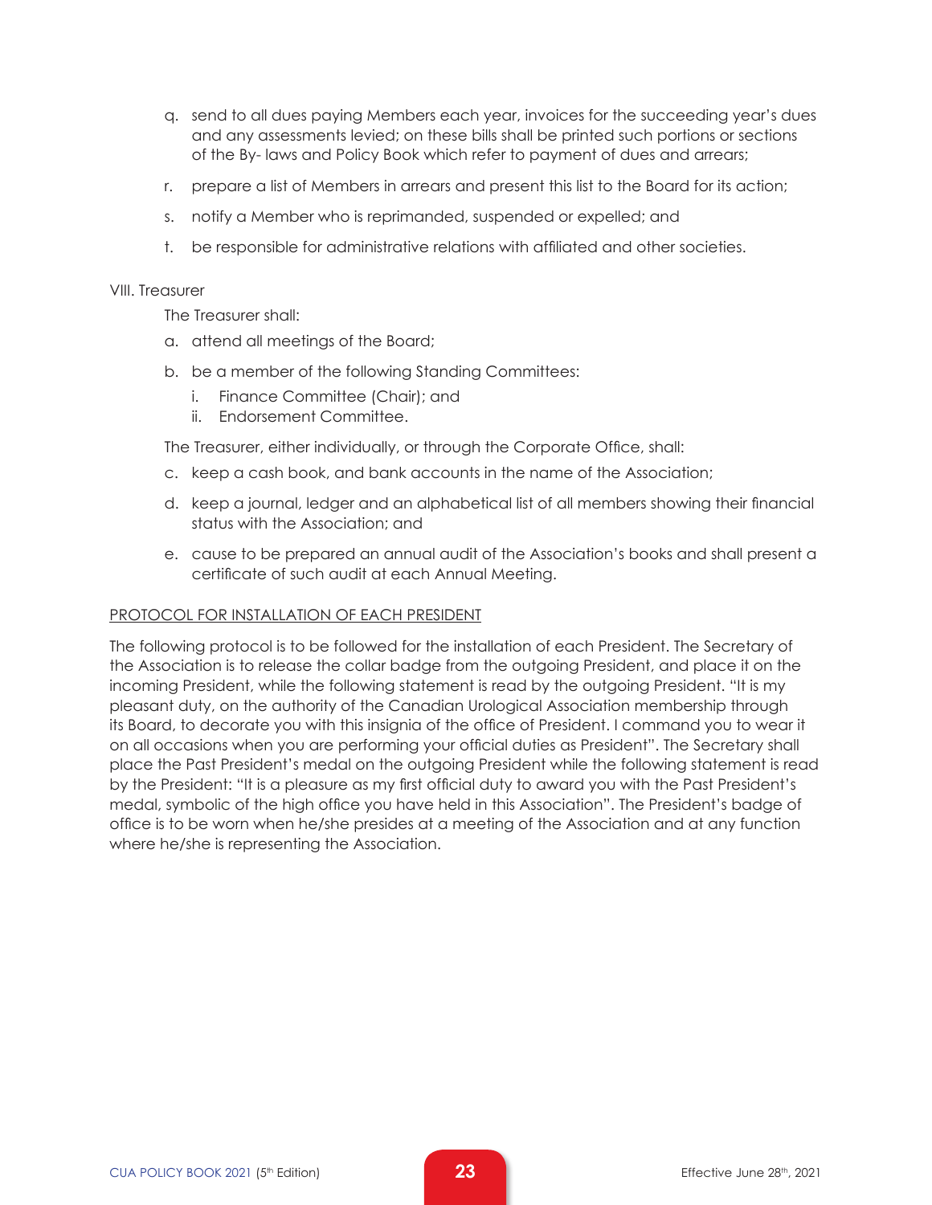q. send to all dues paying Members each year, invoices for the succeeding year's dues and any assessments levied; on these bills shall be printed such portions or sections of the By- laws and Policy Book which refer to payment of dues and arrears;

r. prepare a list of Members in arrears and present this list to the Board for its action;

s. notify a Member who is reprimanded, suspended or expelled; and

t. be responsible for administrative relations with affiliated and other societies.

VIII. Treasurer

The Treasurer shall:

a. attend all meetings of the Board;

b. be a member of the following Standing Committees:
   i. Finance Committee (Chair); and
   ii. Endorsement Committee.

The Treasurer, either individually, or through the Corporate Office, shall:

c. keep a cash book, and bank accounts in the name of the Association;

d. keep a journal, ledger and an alphabetical list of all members showing their financial status with the Association; and

e. cause to be prepared an annual audit of the Association's books and shall present a certificate of such audit at each Annual Meeting.

<u>PROTOCOL FOR INSTALLATION OF EACH PRESIDENT</u>

The following protocol is to be followed for the installation of each President. The Secretary of the Association is to release the collar badge from the outgoing President, and place it on the incoming President, while the following statement is read by the outgoing President. "It is my pleasant duty, on the authority of the Canadian Urological Association membership through its Board, to decorate you with this insignia of the office of President. I command you to wear it on all occasions when you are performing your official duties as President". The Secretary shall place the Past President's medal on the outgoing President while the following statement is read by the President: "It is a pleasure as my first official duty to award you with the Past President's medal, symbolic of the high office you have held in this Association". The President's badge of office is to be worn when he/she presides at a meeting of the Association and at any function where he/she is representing the Association.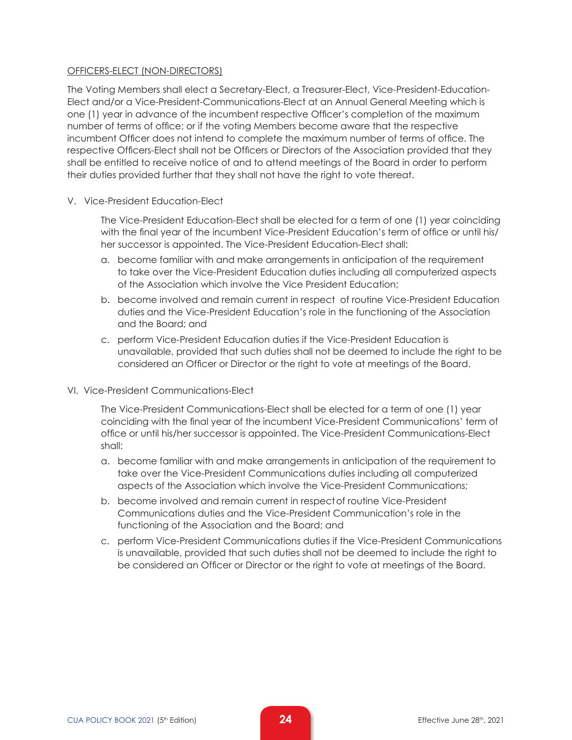OFFICERS-ELECT (NON-DIRECTORS)

The Voting Members shall elect a Secretary-Elect, a Treasurer-Elect, Vice-President-Education-Elect and/or a Vice-President-Communications-Elect at an Annual General Meeting which is one (1) year in advance of the incumbent respective Officer's completion of the maximum number of terms of office; or if the voting Members become aware that the respective incumbent Officer does not intend to complete the maximum number of terms of office. The respective Officers-Elect shall not be Officers or Directors of the Association provided that they shall be entitled to receive notice of and to attend meetings of the Board in order to perform their duties provided further that they shall not have the right to vote thereat.

V. Vice-President Education-Elect

The Vice-President Education-Elect shall be elected for a term of one (1) year coinciding with the final year of the incumbent Vice-President Education's term of office or until his/her successor is appointed. The Vice-President Education-Elect shall:

a. become familiar with and make arrangements in anticipation of the requirement to take over the Vice-President Education duties including all computerized aspects of the Association which involve the Vice President Education;

b. become involved and remain current in respect of routine Vice-President Education duties and the Vice-President Education's role in the functioning of the Association and the Board; and

c. perform Vice-President Education duties if the Vice-President Education is unavailable, provided that such duties shall not be deemed to include the right to be considered an Officer or Director or the right to vote at meetings of the Board.

VI. Vice-President Communications-Elect

The Vice-President Communications-Elect shall be elected for a term of one (1) year coinciding with the final year of the incumbent Vice-President Communications' term of office or until his/her successor is appointed. The Vice-President Communications-Elect shall:

a. become familiar with and make arrangements in anticipation of the requirement to take over the Vice-President Communications duties including all computerized aspects of the Association which involve the Vice-President Communications;

b. become involved and remain current in respect of routine Vice-President Communications duties and the Vice-President Communication's role in the functioning of the Association and the Board; and

c. perform Vice-President Communications duties if the Vice-President Communications is unavailable, provided that such duties shall not be deemed to include the right to be considered an Officer or Director or the right to vote at meetings of the Board.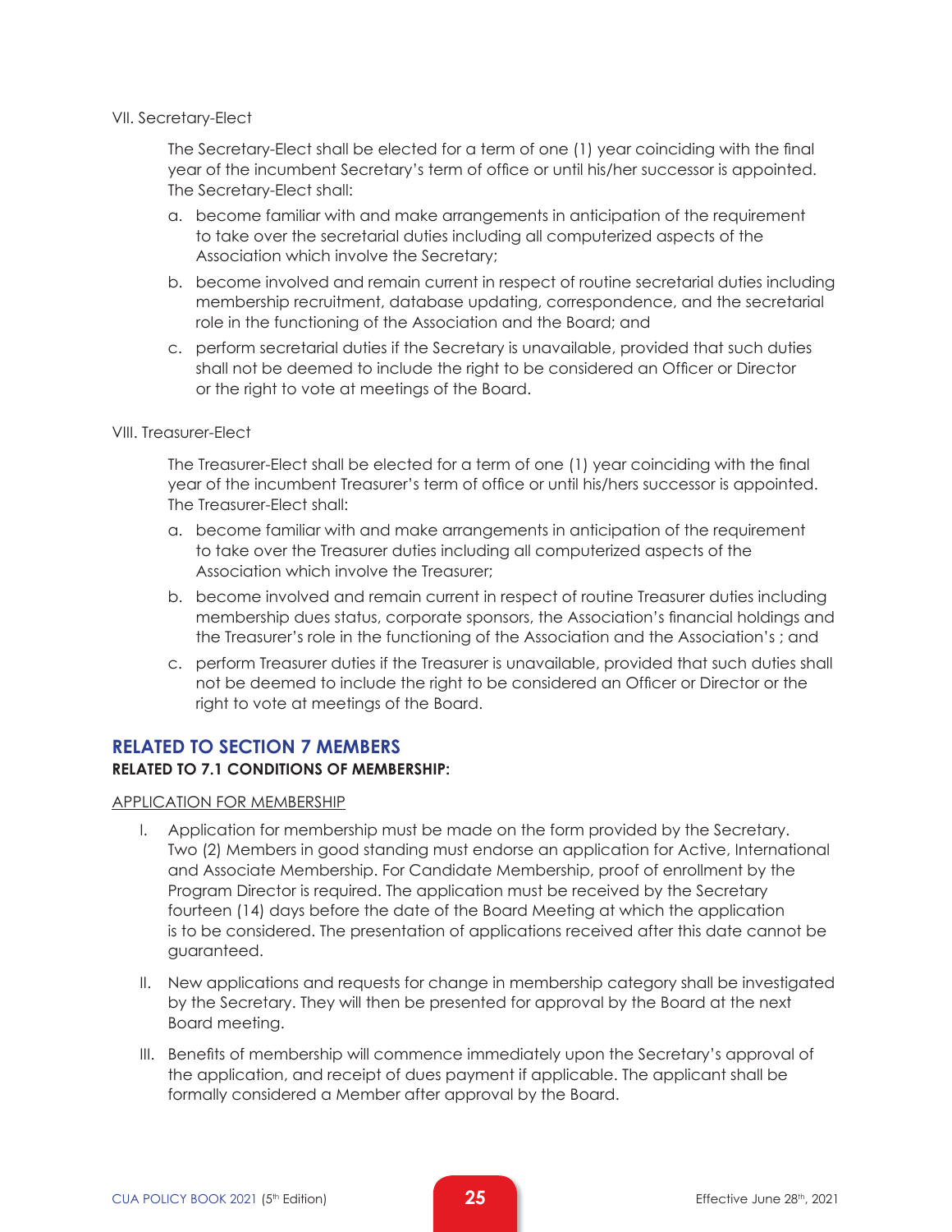VII. Secretary-Elect

The Secretary-Elect shall be elected for a term of one (1) year coinciding with the final year of the incumbent Secretary's term of office or until his/her successor is appointed. The Secretary-Elect shall:

a. become familiar with and make arrangements in anticipation of the requirement to take over the secretarial duties including all computerized aspects of the Association which involve the Secretary;

b. become involved and remain current in respect of routine secretarial duties including membership recruitment, database updating, correspondence, and the secretarial role in the functioning of the Association and the Board; and

c. perform secretarial duties if the Secretary is unavailable, provided that such duties shall not be deemed to include the right to be considered an Officer or Director or the right to vote at meetings of the Board.

VIII. Treasurer-Elect

The Treasurer-Elect shall be elected for a term of one (1) year coinciding with the final year of the incumbent Treasurer's term of office or until his/hers successor is appointed. The Treasurer-Elect shall:

a. become familiar with and make arrangements in anticipation of the requirement to take over the Treasurer duties including all computerized aspects of the Association which involve the Treasurer;

b. become involved and remain current in respect of routine Treasurer duties including membership dues status, corporate sponsors, the Association's financial holdings and the Treasurer's role in the functioning of the Association and the Association's ; and

c. perform Treasurer duties if the Treasurer is unavailable, provided that such duties shall not be deemed to include the right to be considered an Officer or Director or the right to vote at meetings of the Board.

## RELATED TO SECTION 7 MEMBERS

### RELATED TO 7.1 CONDITIONS OF MEMBERSHIP:

APPLICATION FOR MEMBERSHIP

I. Application for membership must be made on the form provided by the Secretary. Two (2) Members in good standing must endorse an application for Active, International and Associate Membership. For Candidate Membership, proof of enrollment by the Program Director is required. The application must be received by the Secretary fourteen (14) days before the date of the Board Meeting at which the application is to be considered. The presentation of applications received after this date cannot be guaranteed.

II. New applications and requests for change in membership category shall be investigated by the Secretary. They will then be presented for approval by the Board at the next Board meeting.

III. Benefits of membership will commence immediately upon the Secretary's approval of the application, and receipt of dues payment if applicable. The applicant shall be formally considered a Member after approval by the Board.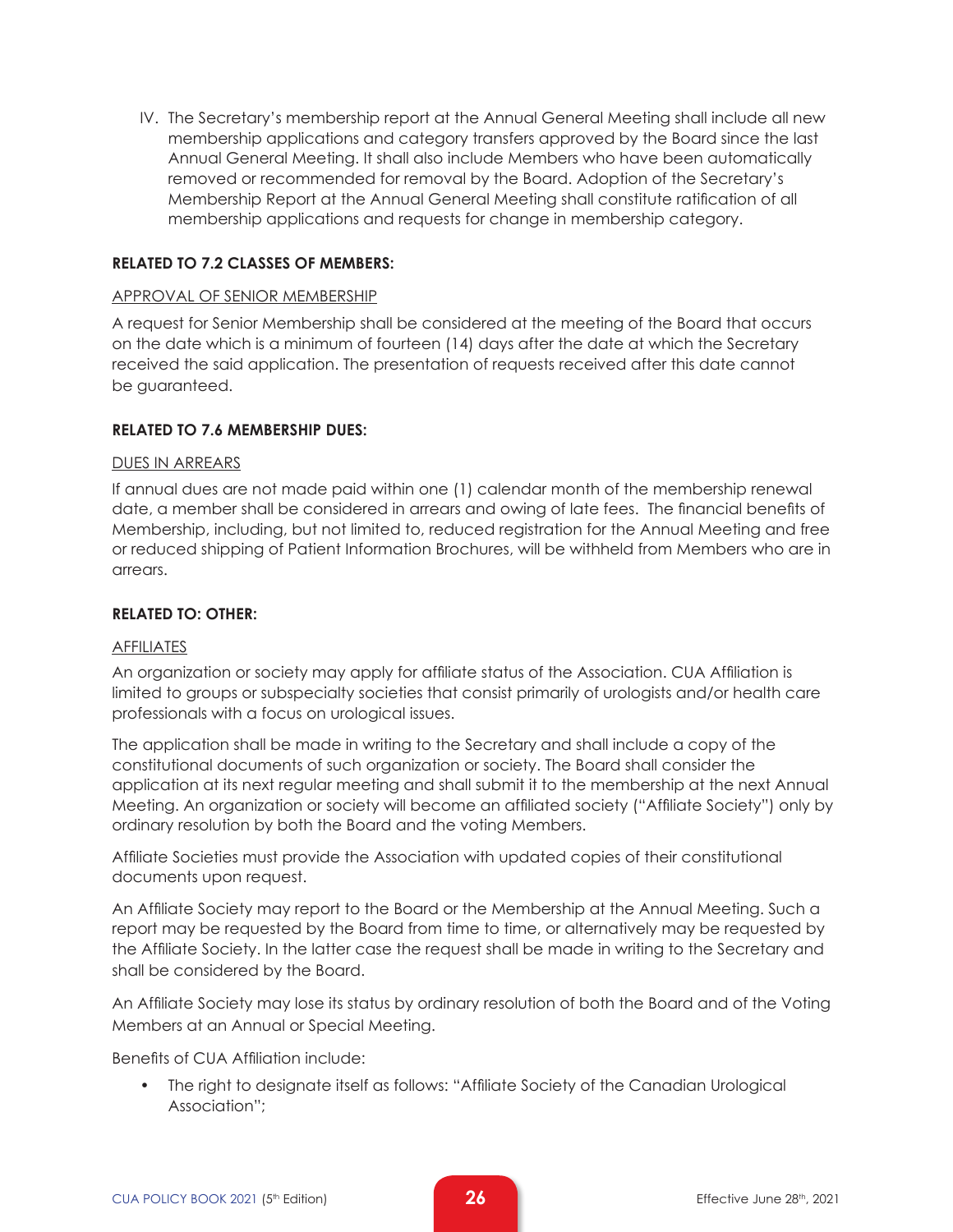IV. The Secretary's membership report at the Annual General Meeting shall include all new membership applications and category transfers approved by the Board since the last Annual General Meeting. It shall also include Members who have been automatically removed or recommended for removal by the Board. Adoption of the Secretary's Membership Report at the Annual General Meeting shall constitute ratification of all membership applications and requests for change in membership category.

**RELATED TO 7.2 CLASSES OF MEMBERS:**

APPROVAL OF SENIOR MEMBERSHIP

A request for Senior Membership shall be considered at the meeting of the Board that occurs on the date which is a minimum of fourteen (14) days after the date at which the Secretary received the said application. The presentation of requests received after this date cannot be guaranteed.

**RELATED TO 7.6 MEMBERSHIP DUES:**

DUES IN ARREARS

If annual dues are not made paid within one (1) calendar month of the membership renewal date, a member shall be considered in arrears and owing of late fees. The financial benefits of Membership, including, but not limited to, reduced registration for the Annual Meeting and free or reduced shipping of Patient Information Brochures, will be withheld from Members who are in arrears.

**RELATED TO: OTHER:**

AFFILIATES

An organization or society may apply for affiliate status of the Association. CUA Affiliation is limited to groups or subspecialty societies that consist primarily of urologists and/or health care professionals with a focus on urological issues.

The application shall be made in writing to the Secretary and shall include a copy of the constitutional documents of such organization or society. The Board shall consider the application at its next regular meeting and shall submit it to the membership at the next Annual Meeting. An organization or society will become an affiliated society ("Affiliate Society") only by ordinary resolution by both the Board and the voting Members.

Affiliate Societies must provide the Association with updated copies of their constitutional documents upon request.

An Affiliate Society may report to the Board or the Membership at the Annual Meeting. Such a report may be requested by the Board from time to time, or alternatively may be requested by the Affiliate Society. In the latter case the request shall be made in writing to the Secretary and shall be considered by the Board.

An Affiliate Society may lose its status by ordinary resolution of both the Board and of the Voting Members at an Annual or Special Meeting.

Benefits of CUA Affiliation include:

- The right to designate itself as follows: "Affiliate Society of the Canadian Urological Association";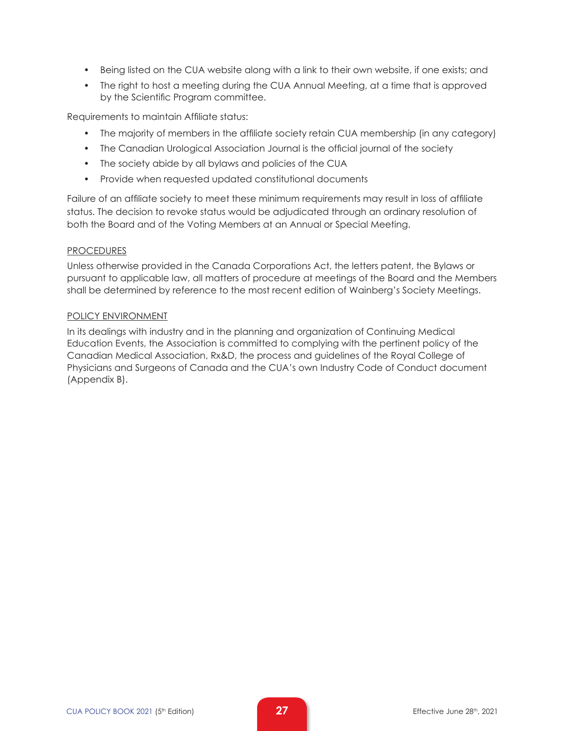- Being listed on the CUA website along with a link to their own website, if one exists; and
- The right to host a meeting during the CUA Annual Meeting, at a time that is approved by the Scientific Program committee.

Requirements to maintain Affiliate status:

- The majority of members in the affiliate society retain CUA membership (in any category)
- The Canadian Urological Association Journal is the official journal of the society
- The society abide by all bylaws and policies of the CUA
- Provide when requested updated constitutional documents

Failure of an affiliate society to meet these minimum requirements may result in loss of affiliate status. The decision to revoke status would be adjudicated through an ordinary resolution of both the Board and of the Voting Members at an Annual or Special Meeting.

PROCEDURES

Unless otherwise provided in the Canada Corporations Act, the letters patent, the Bylaws or pursuant to applicable law, all matters of procedure at meetings of the Board and the Members shall be determined by reference to the most recent edition of Wainberg's Society Meetings.

POLICY ENVIRONMENT

In its dealings with industry and in the planning and organization of Continuing Medical Education Events, the Association is committed to complying with the pertinent policy of the Canadian Medical Association, Rx&D, the process and guidelines of the Royal College of Physicians and Surgeons of Canada and the CUA's own Industry Code of Conduct document (Appendix B).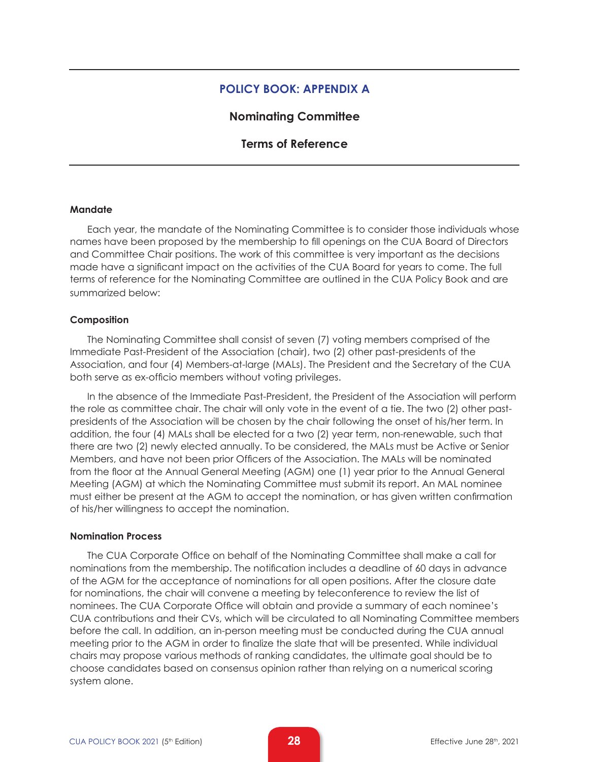# POLICY BOOK: APPENDIX A

## Nominating Committee

## Terms of Reference

### Mandate

Each year, the mandate of the Nominating Committee is to consider those individuals whose names have been proposed by the membership to fill openings on the CUA Board of Directors and Committee Chair positions. The work of this committee is very important as the decisions made have a significant impact on the activities of the CUA Board for years to come. The full terms of reference for the Nominating Committee are outlined in the CUA Policy Book and are summarized below:

### Composition

The Nominating Committee shall consist of seven (7) voting members comprised of the Immediate Past-President of the Association (chair), two (2) other past-presidents of the Association, and four (4) Members-at-large (MALs). The President and the Secretary of the CUA both serve as ex-officio members without voting privileges.

In the absence of the Immediate Past-President, the President of the Association will perform the role as committee chair. The chair will only vote in the event of a tie. The two (2) other past-presidents of the Association will be chosen by the chair following the onset of his/her term. In addition, the four (4) MALs shall be elected for a two (2) year term, non-renewable, such that there are two (2) newly elected annually. To be considered, the MALs must be Active or Senior Members, and have not been prior Officers of the Association. The MALs will be nominated from the floor at the Annual General Meeting (AGM) one (1) year prior to the Annual General Meeting (AGM) at which the Nominating Committee must submit its report. An MAL nominee must either be present at the AGM to accept the nomination, or has given written confirmation of his/her willingness to accept the nomination.

### Nomination Process

The CUA Corporate Office on behalf of the Nominating Committee shall make a call for nominations from the membership. The notification includes a deadline of 60 days in advance of the AGM for the acceptance of nominations for all open positions. After the closure date for nominations, the chair will convene a meeting by teleconference to review the list of nominees. The CUA Corporate Office will obtain and provide a summary of each nominee's CUA contributions and their CVs, which will be circulated to all Nominating Committee members before the call. In addition, an in-person meeting must be conducted during the CUA annual meeting prior to the AGM in order to finalize the slate that will be presented. While individual chairs may propose various methods of ranking candidates, the ultimate goal should be to choose candidates based on consensus opinion rather than relying on a numerical scoring system alone.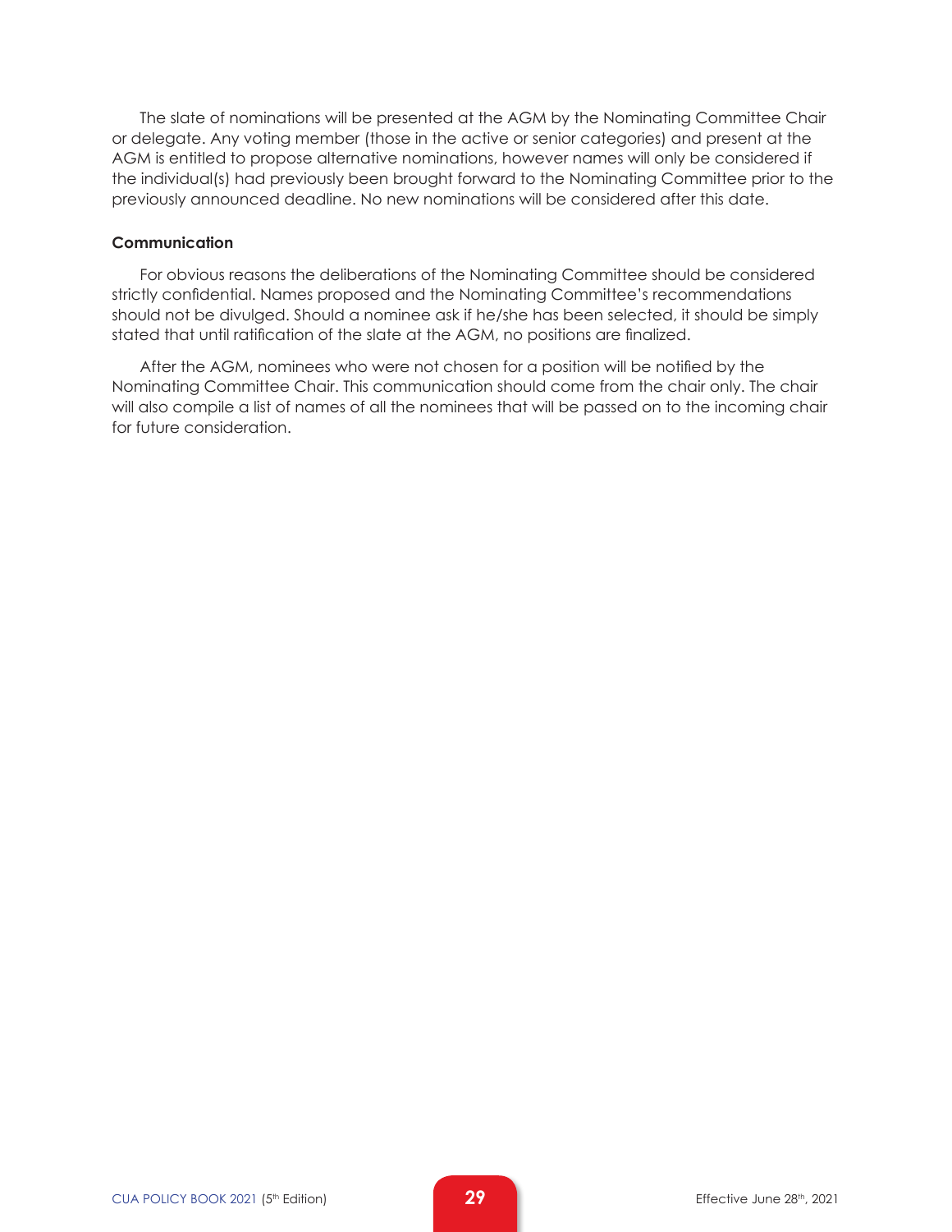The slate of nominations will be presented at the AGM by the Nominating Committee Chair or delegate. Any voting member (those in the active or senior categories) and present at the AGM is entitled to propose alternative nominations, however names will only be considered if the individual(s) had previously been brought forward to the Nominating Committee prior to the previously announced deadline. No new nominations will be considered after this date.

**Communication**

For obvious reasons the deliberations of the Nominating Committee should be considered strictly confidential. Names proposed and the Nominating Committee's recommendations should not be divulged. Should a nominee ask if he/she has been selected, it should be simply stated that until ratification of the slate at the AGM, no positions are finalized.

After the AGM, nominees who were not chosen for a position will be notified by the Nominating Committee Chair. This communication should come from the chair only. The chair will also compile a list of names of all the nominees that will be passed on to the incoming chair for future consideration.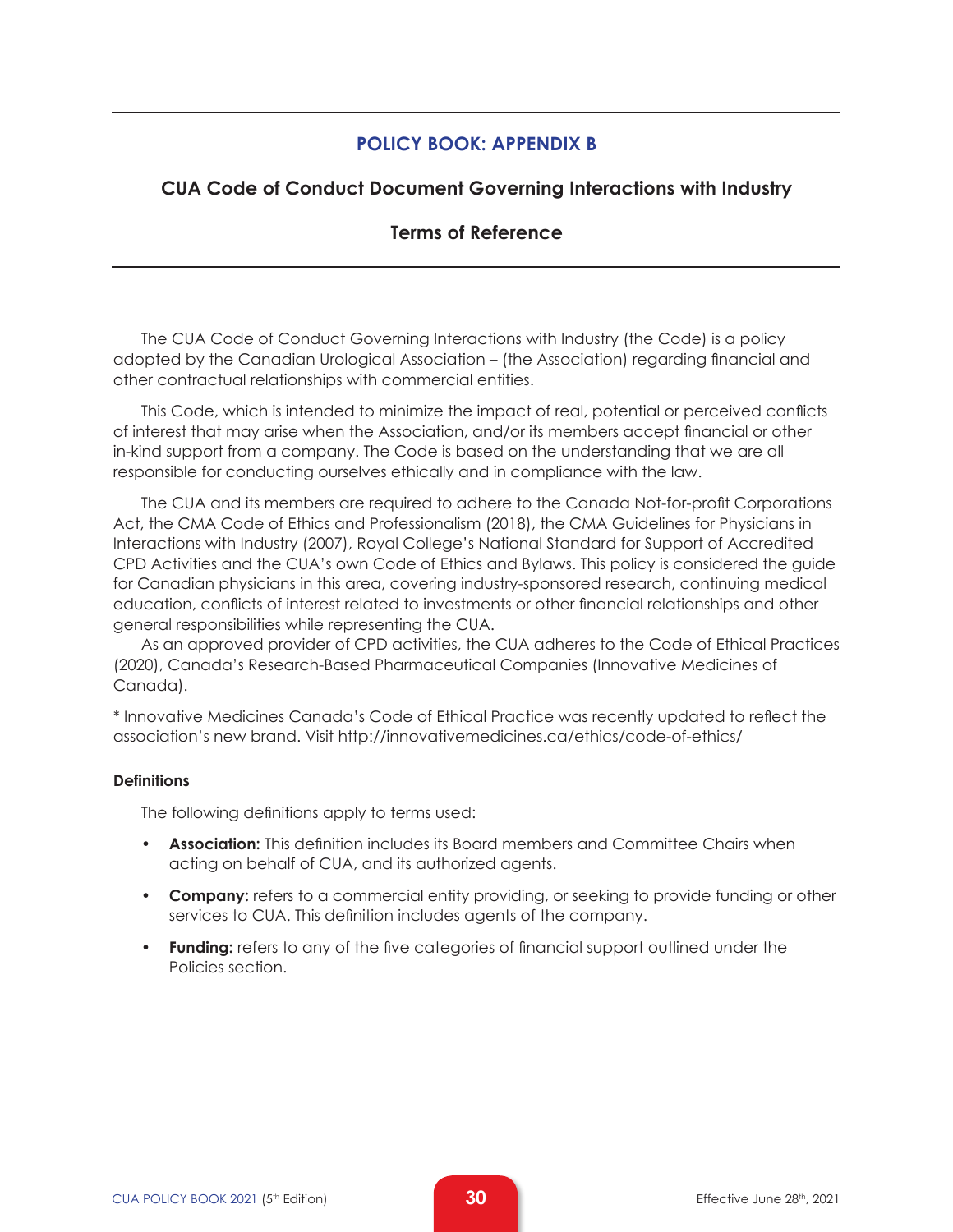## POLICY BOOK: APPENDIX B

### CUA Code of Conduct Document Governing Interactions with Industry

### Terms of Reference

The CUA Code of Conduct Governing Interactions with Industry (the Code) is a policy adopted by the Canadian Urological Association – (the Association) regarding financial and other contractual relationships with commercial entities.

This Code, which is intended to minimize the impact of real, potential or perceived conflicts of interest that may arise when the Association, and/or its members accept financial or other in-kind support from a company. The Code is based on the understanding that we are all responsible for conducting ourselves ethically and in compliance with the law.

The CUA and its members are required to adhere to the Canada Not-for-profit Corporations Act, the CMA Code of Ethics and Professionalism (2018), the CMA Guidelines for Physicians in Interactions with Industry (2007), Royal College's National Standard for Support of Accredited CPD Activities and the CUA's own Code of Ethics and Bylaws. This policy is considered the guide for Canadian physicians in this area, covering industry-sponsored research, continuing medical education, conflicts of interest related to investments or other financial relationships and other general responsibilities while representing the CUA.

As an approved provider of CPD activities, the CUA adheres to the Code of Ethical Practices (2020), Canada's Research-Based Pharmaceutical Companies (Innovative Medicines of Canada).

* Innovative Medicines Canada's Code of Ethical Practice was recently updated to reflect the association's new brand. Visit http://innovativemedicines.ca/ethics/code-of-ethics/

#### Definitions

The following definitions apply to terms used:

- **Association:** This definition includes its Board members and Committee Chairs when acting on behalf of CUA, and its authorized agents.
- **Company:** refers to a commercial entity providing, or seeking to provide funding or other services to CUA. This definition includes agents of the company.
- **Funding:** refers to any of the five categories of financial support outlined under the Policies section.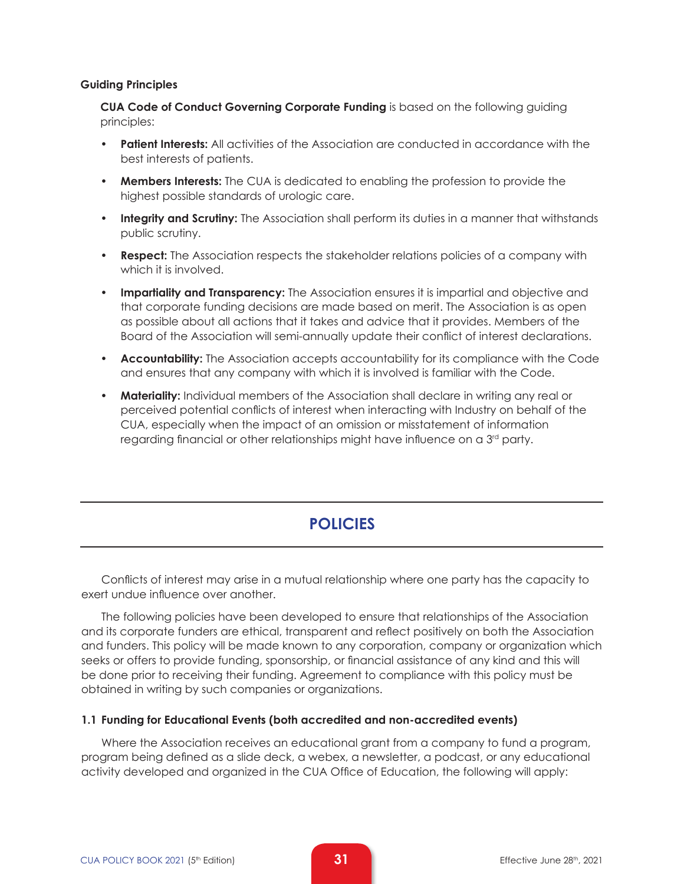**Guiding Principles**

**CUA Code of Conduct Governing Corporate Funding** is based on the following guiding principles:

- **Patient Interests:** All activities of the Association are conducted in accordance with the best interests of patients.
- **Members Interests:** The CUA is dedicated to enabling the profession to provide the highest possible standards of urologic care.
- **Integrity and Scrutiny:** The Association shall perform its duties in a manner that withstands public scrutiny.
- **Respect:** The Association respects the stakeholder relations policies of a company with which it is involved.
- **Impartiality and Transparency:** The Association ensures it is impartial and objective and that corporate funding decisions are made based on merit. The Association is as open as possible about all actions that it takes and advice that it provides. Members of the Board of the Association will semi-annually update their conflict of interest declarations.
- **Accountability:** The Association accepts accountability for its compliance with the Code and ensures that any company with which it is involved is familiar with the Code.
- **Materiality:** Individual members of the Association shall declare in writing any real or perceived potential conflicts of interest when interacting with Industry on behalf of the CUA, especially when the impact of an omission or misstatement of information regarding financial or other relationships might have influence on a 3rd party.

## POLICIES

Conflicts of interest may arise in a mutual relationship where one party has the capacity to exert undue influence over another.

The following policies have been developed to ensure that relationships of the Association and its corporate funders are ethical, transparent and reflect positively on both the Association and funders. This policy will be made known to any corporation, company or organization which seeks or offers to provide funding, sponsorship, or financial assistance of any kind and this will be done prior to receiving their funding. Agreement to compliance with this policy must be obtained in writing by such companies or organizations.

### 1.1 Funding for Educational Events (both accredited and non-accredited events)

Where the Association receives an educational grant from a company to fund a program, program being defined as a slide deck, a webex, a newsletter, a podcast, or any educational activity developed and organized in the CUA Office of Education, the following will apply: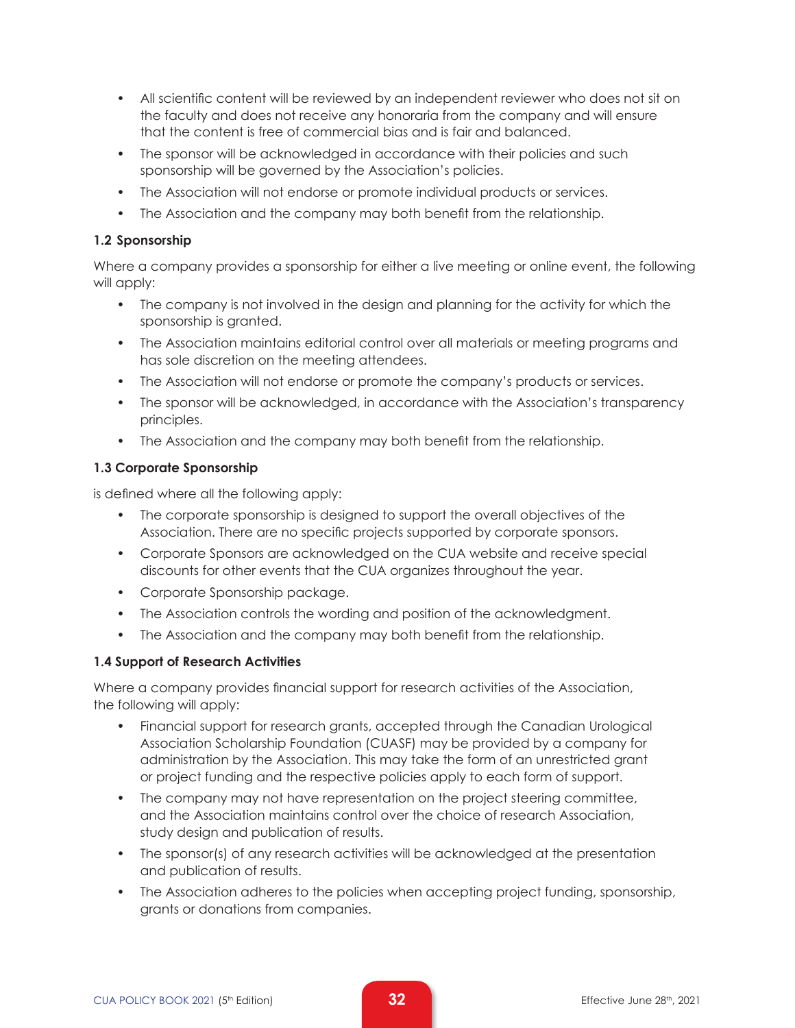- All scientific content will be reviewed by an independent reviewer who does not sit on the faculty and does not receive any honoraria from the company and will ensure that the content is free of commercial bias and is fair and balanced.
- The sponsor will be acknowledged in accordance with their policies and such sponsorship will be governed by the Association's policies.
- The Association will not endorse or promote individual products or services.
- The Association and the company may both benefit from the relationship.

**1.2 Sponsorship**

Where a company provides a sponsorship for either a live meeting or online event, the following will apply:

- The company is not involved in the design and planning for the activity for which the sponsorship is granted.
- The Association maintains editorial control over all materials or meeting programs and has sole discretion on the meeting attendees.
- The Association will not endorse or promote the company's products or services.
- The sponsor will be acknowledged, in accordance with the Association's transparency principles.
- The Association and the company may both benefit from the relationship.

**1.3 Corporate Sponsorship**

is defined where all the following apply:

- The corporate sponsorship is designed to support the overall objectives of the Association. There are no specific projects supported by corporate sponsors.
- Corporate Sponsors are acknowledged on the CUA website and receive special discounts for other events that the CUA organizes throughout the year.
- Corporate Sponsorship package.
- The Association controls the wording and position of the acknowledgment.
- The Association and the company may both benefit from the relationship.

**1.4 Support of Research Activities**

Where a company provides financial support for research activities of the Association, the following will apply:

- Financial support for research grants, accepted through the Canadian Urological Association Scholarship Foundation (CUASF) may be provided by a company for administration by the Association. This may take the form of an unrestricted grant or project funding and the respective policies apply to each form of support.
- The company may not have representation on the project steering committee, and the Association maintains control over the choice of research Association, study design and publication of results.
- The sponsor(s) of any research activities will be acknowledged at the presentation and publication of results.
- The Association adheres to the policies when accepting project funding, sponsorship, grants or donations from companies.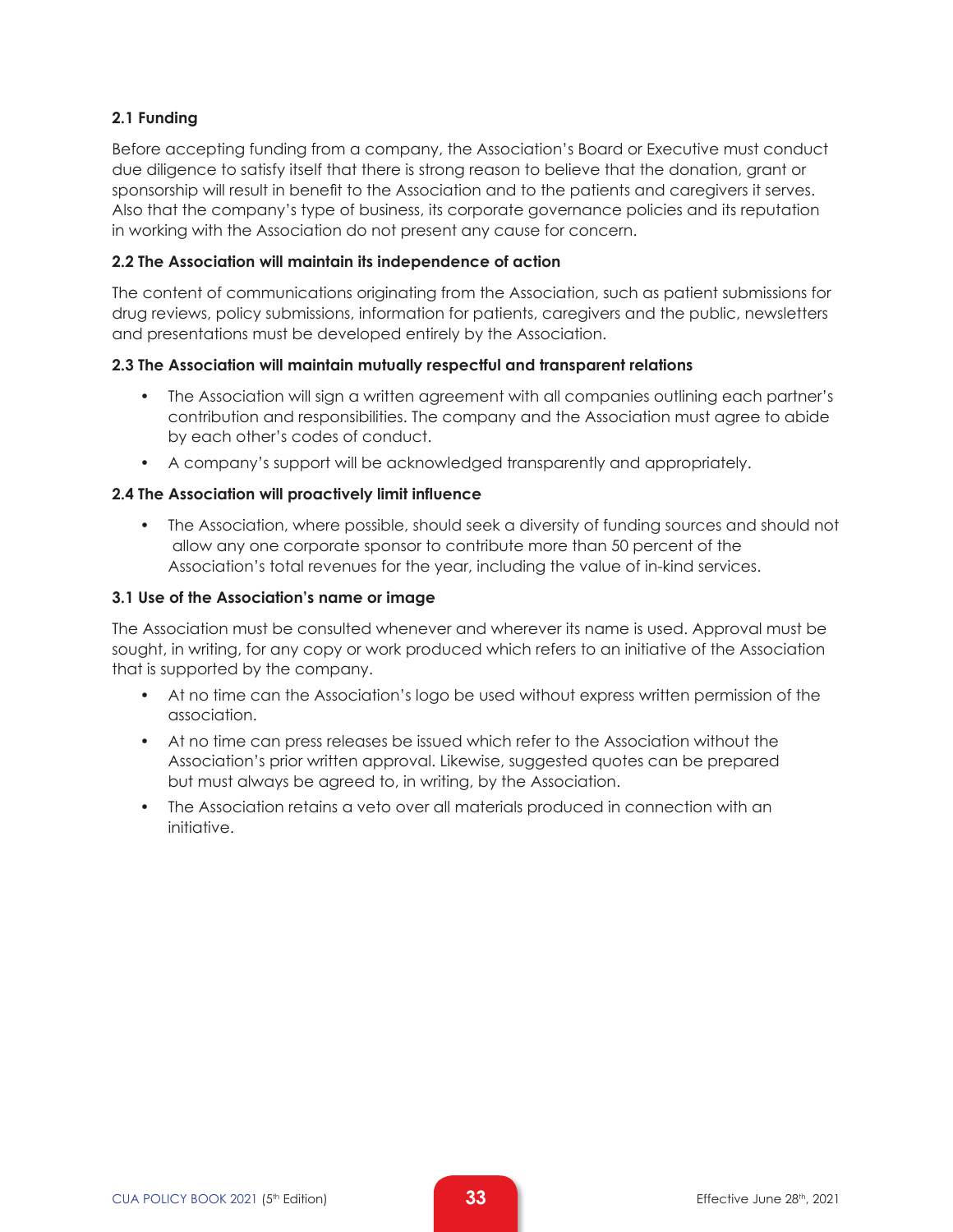**2.1 Funding**

Before accepting funding from a company, the Association's Board or Executive must conduct due diligence to satisfy itself that there is strong reason to believe that the donation, grant or sponsorship will result in benefit to the Association and to the patients and caregivers it serves. Also that the company's type of business, its corporate governance policies and its reputation in working with the Association do not present any cause for concern.

**2.2 The Association will maintain its independence of action**

The content of communications originating from the Association, such as patient submissions for drug reviews, policy submissions, information for patients, caregivers and the public, newsletters and presentations must be developed entirely by the Association.

**2.3 The Association will maintain mutually respectful and transparent relations**

- The Association will sign a written agreement with all companies outlining each partner's contribution and responsibilities. The company and the Association must agree to abide by each other's codes of conduct.
- A company's support will be acknowledged transparently and appropriately.

**2.4 The Association will proactively limit influence**

- The Association, where possible, should seek a diversity of funding sources and should not allow any one corporate sponsor to contribute more than 50 percent of the Association's total revenues for the year, including the value of in-kind services.

**3.1 Use of the Association's name or image**

The Association must be consulted whenever and wherever its name is used. Approval must be sought, in writing, for any copy or work produced which refers to an initiative of the Association that is supported by the company.

- At no time can the Association's logo be used without express written permission of the association.
- At no time can press releases be issued which refer to the Association without the Association's prior written approval. Likewise, suggested quotes can be prepared but must always be agreed to, in writing, by the Association.
- The Association retains a veto over all materials produced in connection with an initiative.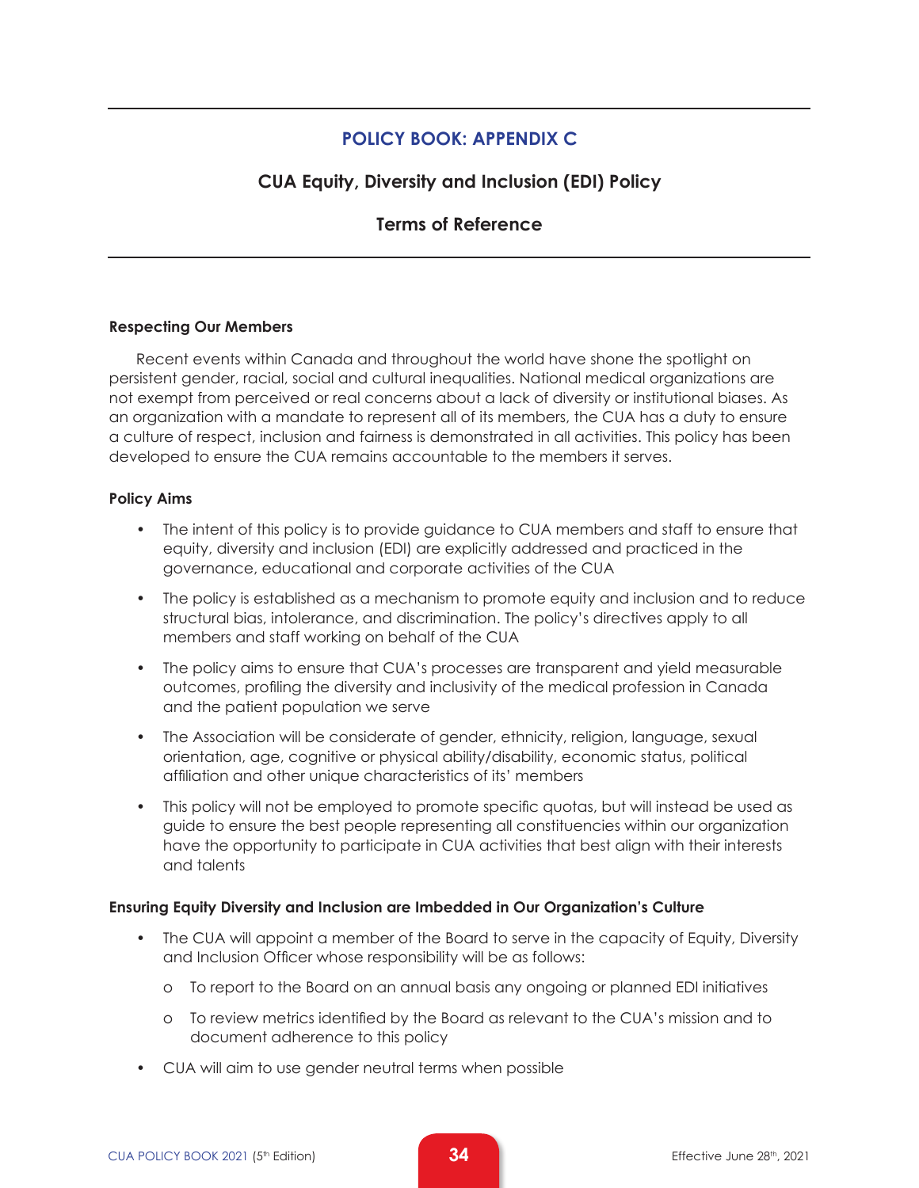## POLICY BOOK: APPENDIX C

### CUA Equity, Diversity and Inclusion (EDI) Policy

### Terms of Reference

**Respecting Our Members**

Recent events within Canada and throughout the world have shone the spotlight on persistent gender, racial, social and cultural inequalities. National medical organizations are not exempt from perceived or real concerns about a lack of diversity or institutional biases. As an organization with a mandate to represent all of its members, the CUA has a duty to ensure a culture of respect, inclusion and fairness is demonstrated in all activities. This policy has been developed to ensure the CUA remains accountable to the members it serves.

**Policy Aims**

- The intent of this policy is to provide guidance to CUA members and staff to ensure that equity, diversity and inclusion (EDI) are explicitly addressed and practiced in the governance, educational and corporate activities of the CUA
- The policy is established as a mechanism to promote equity and inclusion and to reduce structural bias, intolerance, and discrimination. The policy's directives apply to all members and staff working on behalf of the CUA
- The policy aims to ensure that CUA's processes are transparent and yield measurable outcomes, profiling the diversity and inclusivity of the medical profession in Canada and the patient population we serve
- The Association will be considerate of gender, ethnicity, religion, language, sexual orientation, age, cognitive or physical ability/disability, economic status, political affiliation and other unique characteristics of its' members
- This policy will not be employed to promote specific quotas, but will instead be used as guide to ensure the best people representing all constituencies within our organization have the opportunity to participate in CUA activities that best align with their interests and talents

**Ensuring Equity Diversity and Inclusion are Imbedded in Our Organization's Culture**

- The CUA will appoint a member of the Board to serve in the capacity of Equity, Diversity and Inclusion Officer whose responsibility will be as follows:
    - To report to the Board on an annual basis any ongoing or planned EDI initiatives
    - To review metrics identified by the Board as relevant to the CUA's mission and to document adherence to this policy
- CUA will aim to use gender neutral terms when possible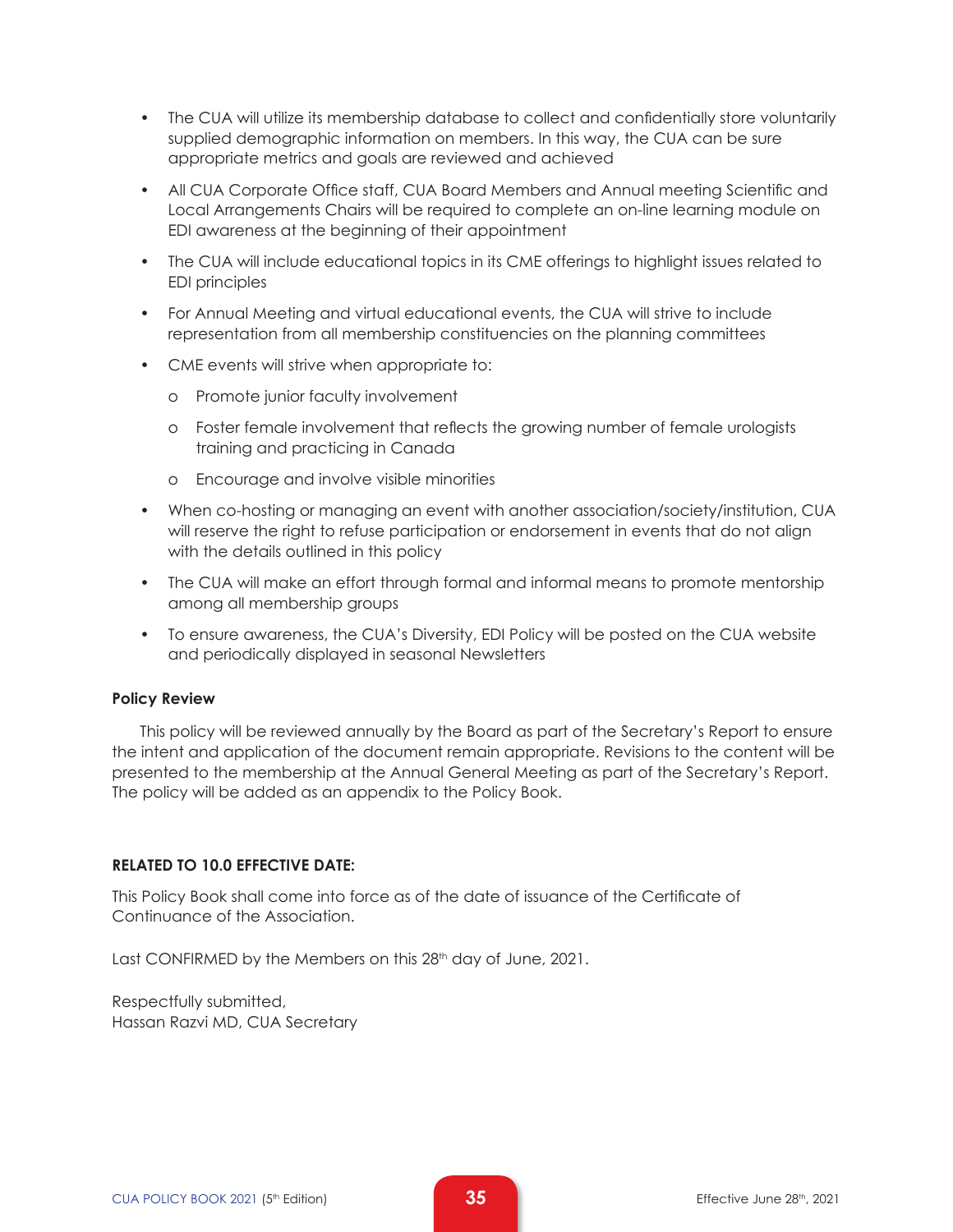- The CUA will utilize its membership database to collect and confidentially store voluntarily supplied demographic information on members. In this way, the CUA can be sure appropriate metrics and goals are reviewed and achieved
- All CUA Corporate Office staff, CUA Board Members and Annual meeting Scientific and Local Arrangements Chairs will be required to complete an on-line learning module on EDI awareness at the beginning of their appointment
- The CUA will include educational topics in its CME offerings to highlight issues related to EDI principles
- For Annual Meeting and virtual educational events, the CUA will strive to include representation from all membership constituencies on the planning committees
- CME events will strive when appropriate to:
  - Promote junior faculty involvement
  - Foster female involvement that reflects the growing number of female urologists training and practicing in Canada
  - Encourage and involve visible minorities
- When co-hosting or managing an event with another association/society/institution, CUA will reserve the right to refuse participation or endorsement in events that do not align with the details outlined in this policy
- The CUA will make an effort through formal and informal means to promote mentorship among all membership groups
- To ensure awareness, the CUA's Diversity, EDI Policy will be posted on the CUA website and periodically displayed in seasonal Newsletters

**Policy Review**

This policy will be reviewed annually by the Board as part of the Secretary's Report to ensure the intent and application of the document remain appropriate. Revisions to the content will be presented to the membership at the Annual General Meeting as part of the Secretary's Report. The policy will be added as an appendix to the Policy Book.

**RELATED TO 10.0 EFFECTIVE DATE:**

This Policy Book shall come into force as of the date of issuance of the Certificate of Continuance of the Association.

Last CONFIRMED by the Members on this 28th day of June, 2021.

Respectfully submitted,
Hassan Razvi MD, CUA Secretary